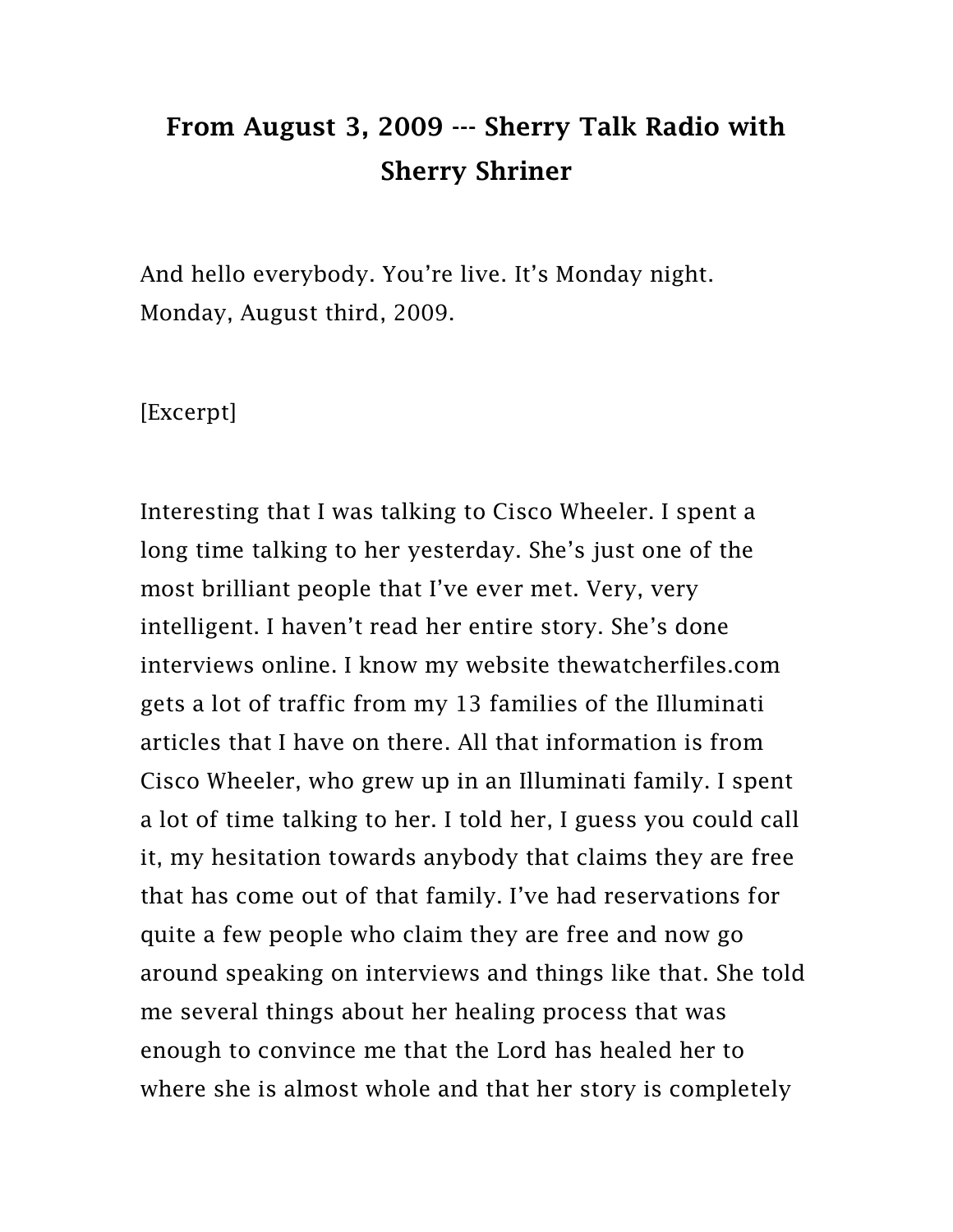# From August 3, 2009 --- Sherry Talk Radio with Sherry Shriner

And hello everybody. You're live. It's Monday night. Monday, August third, 2009.

[Excerpt]

Interesting that I was talking to Cisco Wheeler. I spent a long time talking to her yesterday. She's just one of the most brilliant people that I've ever met. Very, very intelligent. I haven't read her entire story. She's done interviews online. I know my website thewatcherfiles.com gets a lot of traffic from my 13 families of the Illuminati articles that I have on there. All that information is from Cisco Wheeler, who grew up in an Illuminati family. I spent a lot of time talking to her. I told her, I guess you could call it, my hesitation towards anybody that claims they are free that has come out of that family. I've had reservations for quite a few people who claim they are free and now go around speaking on interviews and things like that. She told me several things about her healing process that was enough to convince me that the Lord has healed her to where she is almost whole and that her story is completely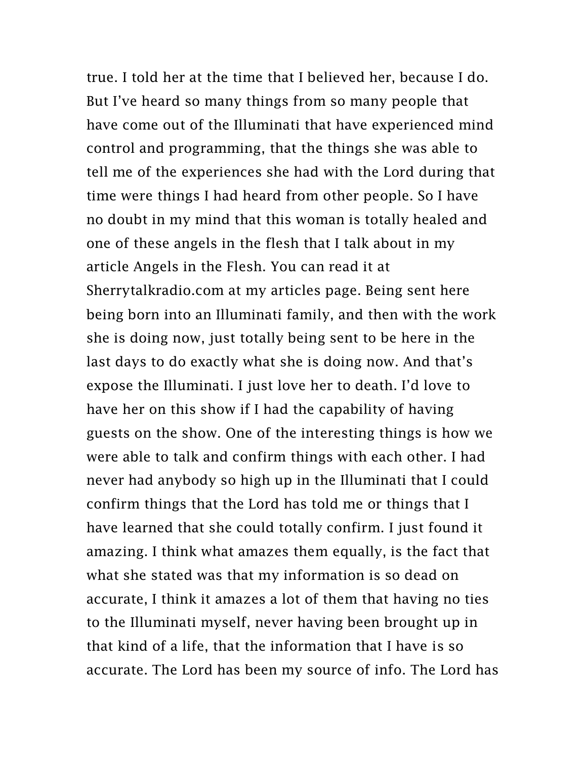true. I told her at the time that I believed her, because I do. But I've heard so many things from so many people that have come out of the Illuminati that have experienced mind control and programming, that the things she was able to tell me of the experiences she had with the Lord during that time were things I had heard from other people. So I have no doubt in my mind that this woman is totally healed and one of these angels in the flesh that I talk about in my article Angels in the Flesh. You can read it at Sherrytalkradio.com at my articles page. Being sent here being born into an Illuminati family, and then with the work she is doing now, just totally being sent to be here in the last days to do exactly what she is doing now. And that's expose the Illuminati. I just love her to death. I'd love to have her on this show if I had the capability of having guests on the show. One of the interesting things is how we were able to talk and confirm things with each other. I had never had anybody so high up in the Illuminati that I could confirm things that the Lord has told me or things that I have learned that she could totally confirm. I just found it amazing. I think what amazes them equally, is the fact that what she stated was that my information is so dead on accurate, I think it amazes a lot of them that having no ties to the Illuminati myself, never having been brought up in that kind of a life, that the information that I have is so accurate. The Lord has been my source of info. The Lord has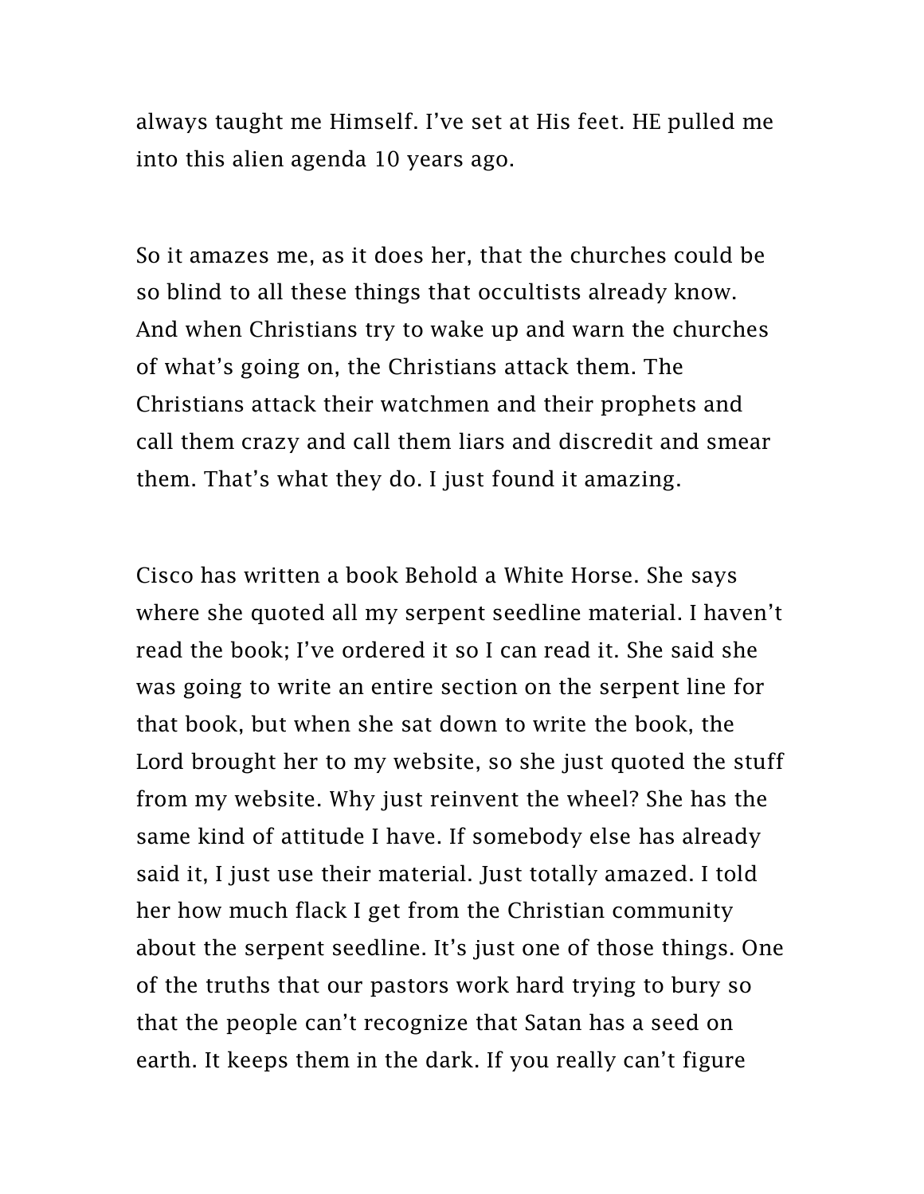always taught me Himself. I've set at His feet. HE pulled me into this alien agenda 10 years ago.

So it amazes me, as it does her, that the churches could be so blind to all these things that occultists already know. And when Christians try to wake up and warn the churches of what's going on, the Christians attack them. The Christians attack their watchmen and their prophets and call them crazy and call them liars and discredit and smear them. That's what they do. I just found it amazing.

Cisco has written a book Behold a White Horse. She says where she quoted all my serpent seedline material. I haven't read the book; I've ordered it so I can read it. She said she was going to write an entire section on the serpent line for that book, but when she sat down to write the book, the Lord brought her to my website, so she just quoted the stuff from my website. Why just reinvent the wheel? She has the same kind of attitude I have. If somebody else has already said it, I just use their material. Just totally amazed. I told her how much flack I get from the Christian community about the serpent seedline. It's just one of those things. One of the truths that our pastors work hard trying to bury so that the people can't recognize that Satan has a seed on earth. It keeps them in the dark. If you really can't figure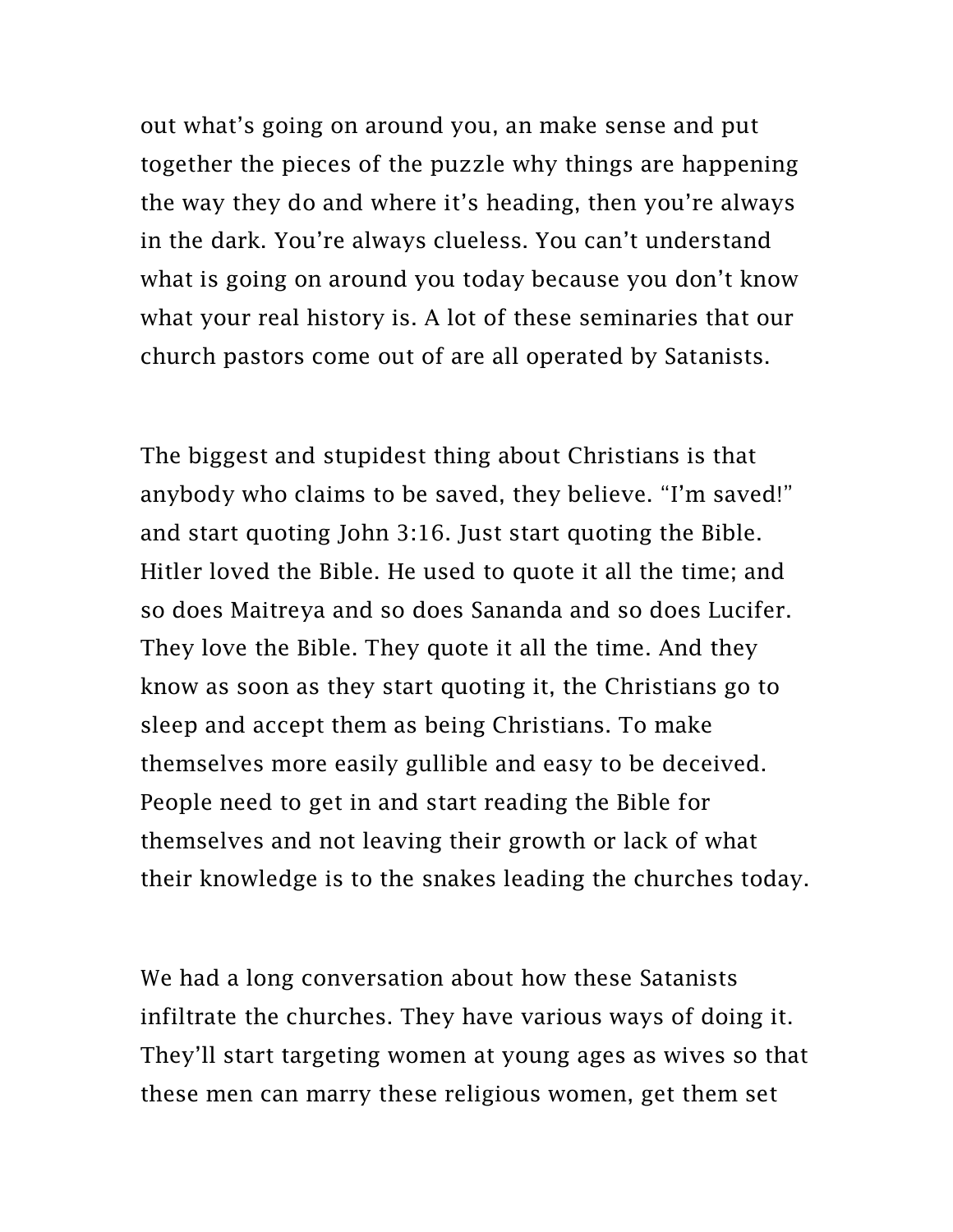out what's going on around you, an make sense and put together the pieces of the puzzle why things are happening the way they do and where it's heading, then you're always in the dark. You're always clueless. You can't understand what is going on around you today because you don't know what your real history is. A lot of these seminaries that our church pastors come out of are all operated by Satanists.

The biggest and stupidest thing about Christians is that anybody who claims to be saved, they believe. "I'm saved!" and start quoting John 3:16. Just start quoting the Bible. Hitler loved the Bible. He used to quote it all the time; and so does Maitreya and so does Sananda and so does Lucifer. They love the Bible. They quote it all the time. And they know as soon as they start quoting it, the Christians go to sleep and accept them as being Christians. To make themselves more easily gullible and easy to be deceived. People need to get in and start reading the Bible for themselves and not leaving their growth or lack of what their knowledge is to the snakes leading the churches today.

We had a long conversation about how these Satanists infiltrate the churches. They have various ways of doing it. They'll start targeting women at young ages as wives so that these men can marry these religious women, get them set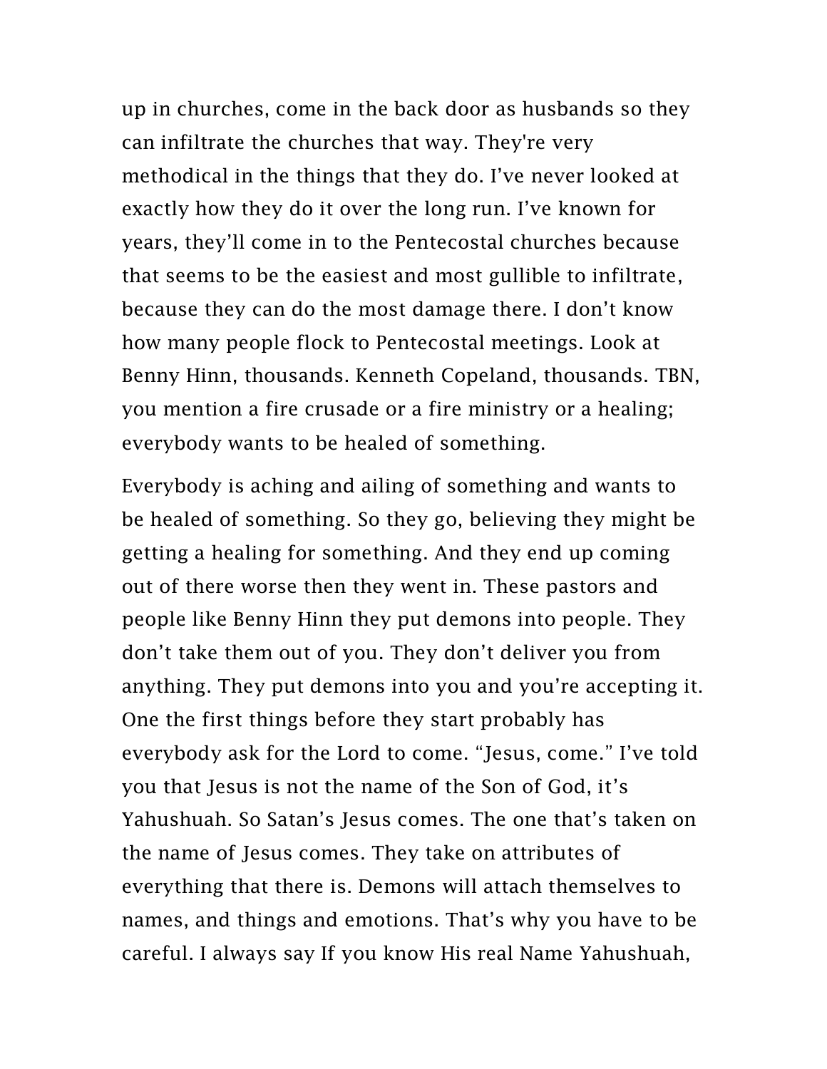up in churches, come in the back door as husbands so they can infiltrate the churches that way. They're very methodical in the things that they do. I've never looked at exactly how they do it over the long run. I've known for years, they'll come in to the Pentecostal churches because that seems to be the easiest and most gullible to infiltrate, because they can do the most damage there. I don't know how many people flock to Pentecostal meetings. Look at Benny Hinn, thousands. Kenneth Copeland, thousands. TBN, you mention a fire crusade or a fire ministry or a healing; everybody wants to be healed of something.

Everybody is aching and ailing of something and wants to be healed of something. So they go, believing they might be getting a healing for something. And they end up coming out of there worse then they went in. These pastors and people like Benny Hinn they put demons into people. They don't take them out of you. They don't deliver you from anything. They put demons into you and you're accepting it. One the first things before they start probably has everybody ask for the Lord to come. "Jesus, come." I've told you that Jesus is not the name of the Son of God, it's Yahushuah. So Satan's Jesus comes. The one that's taken on the name of Jesus comes. They take on attributes of everything that there is. Demons will attach themselves to names, and things and emotions. That's why you have to be careful. I always say If you know His real Name Yahushuah,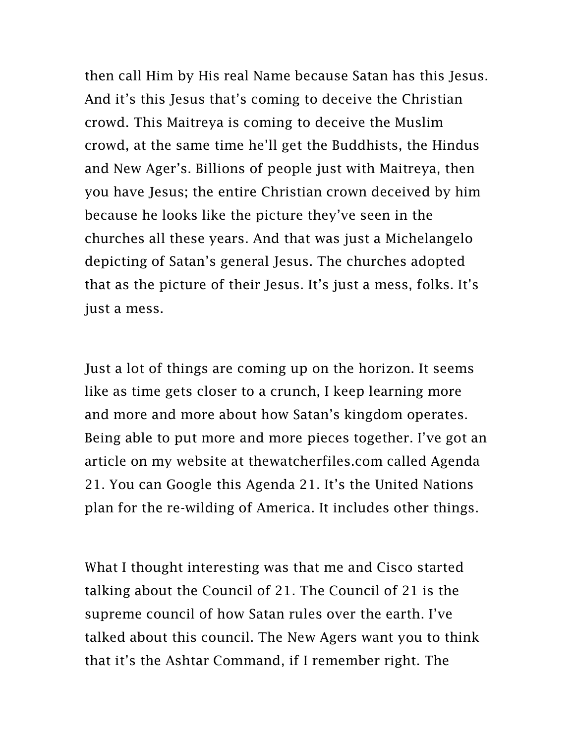then call Him by His real Name because Satan has this Jesus. And it's this Jesus that's coming to deceive the Christian crowd. This Maitreya is coming to deceive the Muslim crowd, at the same time he'll get the Buddhists, the Hindus and New Ager's. Billions of people just with Maitreya, then you have Jesus; the entire Christian crown deceived by him because he looks like the picture they've seen in the churches all these years. And that was just a Michelangelo depicting of Satan's general Jesus. The churches adopted that as the picture of their Jesus. It's just a mess, folks. It's just a mess.

Just a lot of things are coming up on the horizon. It seems like as time gets closer to a crunch, I keep learning more and more and more about how Satan's kingdom operates. Being able to put more and more pieces together. I've got an article on my website at thewatcherfiles.com called Agenda 21. You can Google this Agenda 21. It's the United Nations plan for the re-wilding of America. It includes other things.

What I thought interesting was that me and Cisco started talking about the Council of 21. The Council of 21 is the supreme council of how Satan rules over the earth. I've talked about this council. The New Agers want you to think that it's the Ashtar Command, if I remember right. The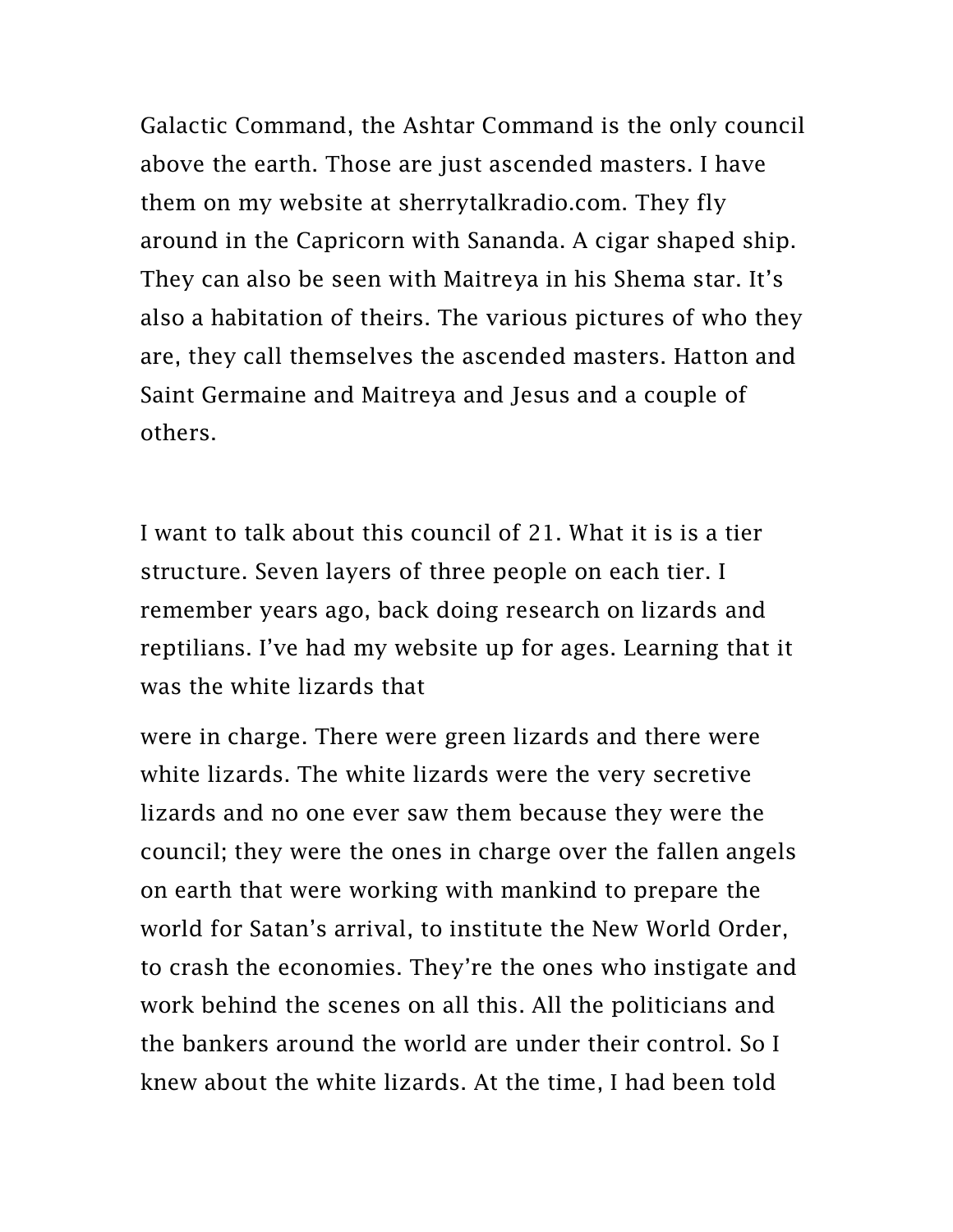Galactic Command, the Ashtar Command is the only council above the earth. Those are just ascended masters. I have them on my website at sherrytalkradio.com. They fly around in the Capricorn with Sananda. A cigar shaped ship. They can also be seen with Maitreya in his Shema star. It's also a habitation of theirs. The various pictures of who they are, they call themselves the ascended masters. Hatton and Saint Germaine and Maitreya and Jesus and a couple of others.

I want to talk about this council of 21. What it is is a tier structure. Seven layers of three people on each tier. I remember years ago, back doing research on lizards and reptilians. I've had my website up for ages. Learning that it was the white lizards that were in charge. There were green lizards and there were white lizards. The white lizards were the very secretive lizards and no one ever saw them because they were the council; they were the ones in charge over the fallen angels on earth that were working with mankind to prepare the world for Satan's arrival, to institute the New World Order, to crash the economies. They're the ones who instigate and work behind the scenes on all this. All the politicians and the bankers around the world are under their control. So I knew about the white lizards. At the time, I had been told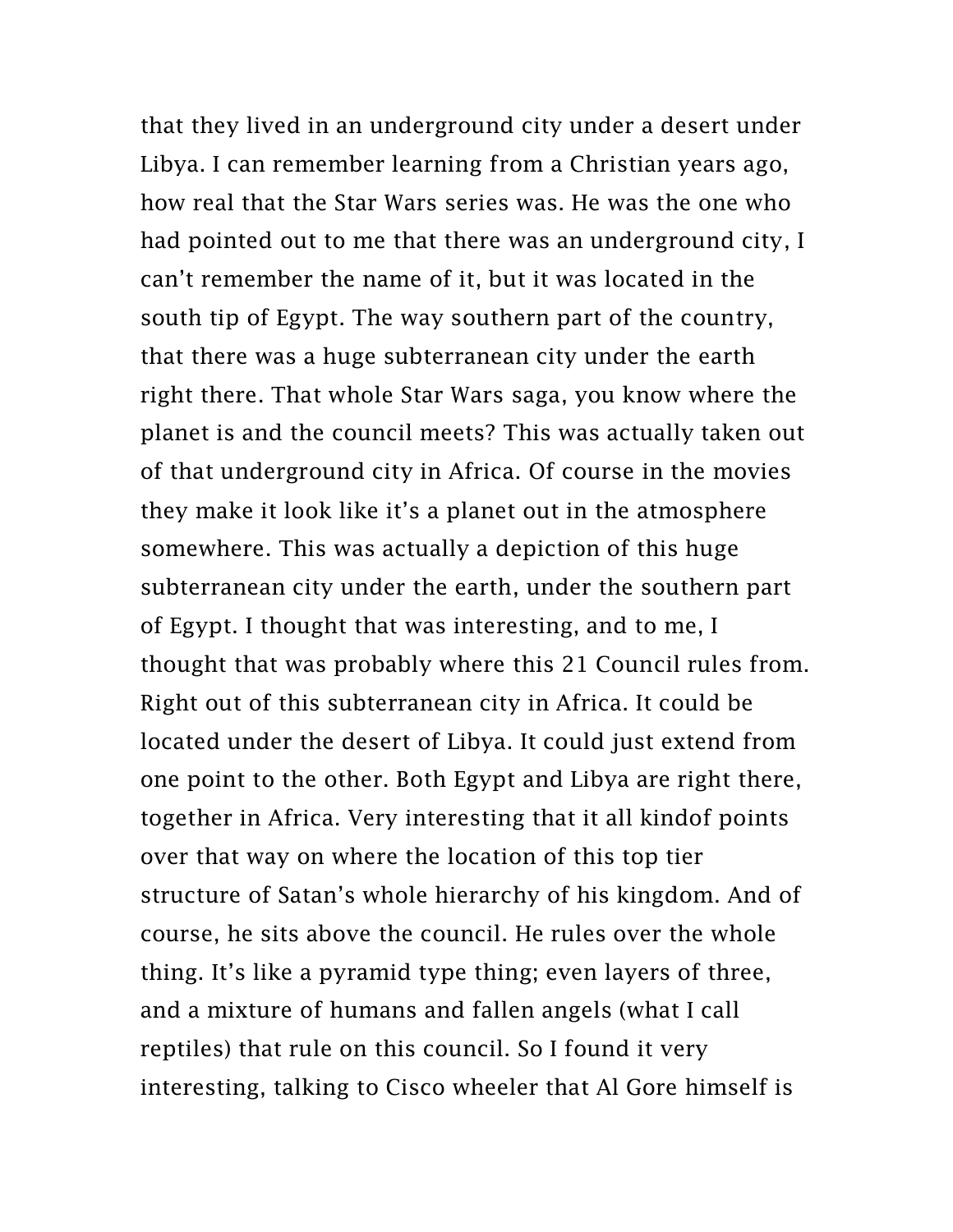that they lived in an underground city under a desert under Libya. I can remember learning from a Christian years ago, how real that the Star Wars series was. He was the one who had pointed out to me that there was an underground city, I can't remember the name of it, but it was located in the south tip of Egypt. The way southern part of the country, that there was a huge subterranean city under the earth right there. That whole Star Wars saga, you know where the planet is and the council meets? This was actually taken out of that underground city in Africa. Of course in the movies they make it look like it's a planet out in the atmosphere somewhere. This was actually a depiction of this huge subterranean city under the earth, under the southern part of Egypt. I thought that was interesting, and to me, I thought that was probably where this 21 Council rules from. Right out of this subterranean city in Africa. It could be located under the desert of Libya. It could just extend from one point to the other. Both Egypt and Libya are right there, together in Africa. Very interesting that it all kindof points over that way on where the location of this top tier structure of Satan's whole hierarchy of his kingdom. And of course, he sits above the council. He rules over the whole thing. It's like a pyramid type thing; even layers of three, and a mixture of humans and fallen angels (what I call reptiles) that rule on this council. So I found it very interesting, talking to Cisco wheeler that Al Gore himself is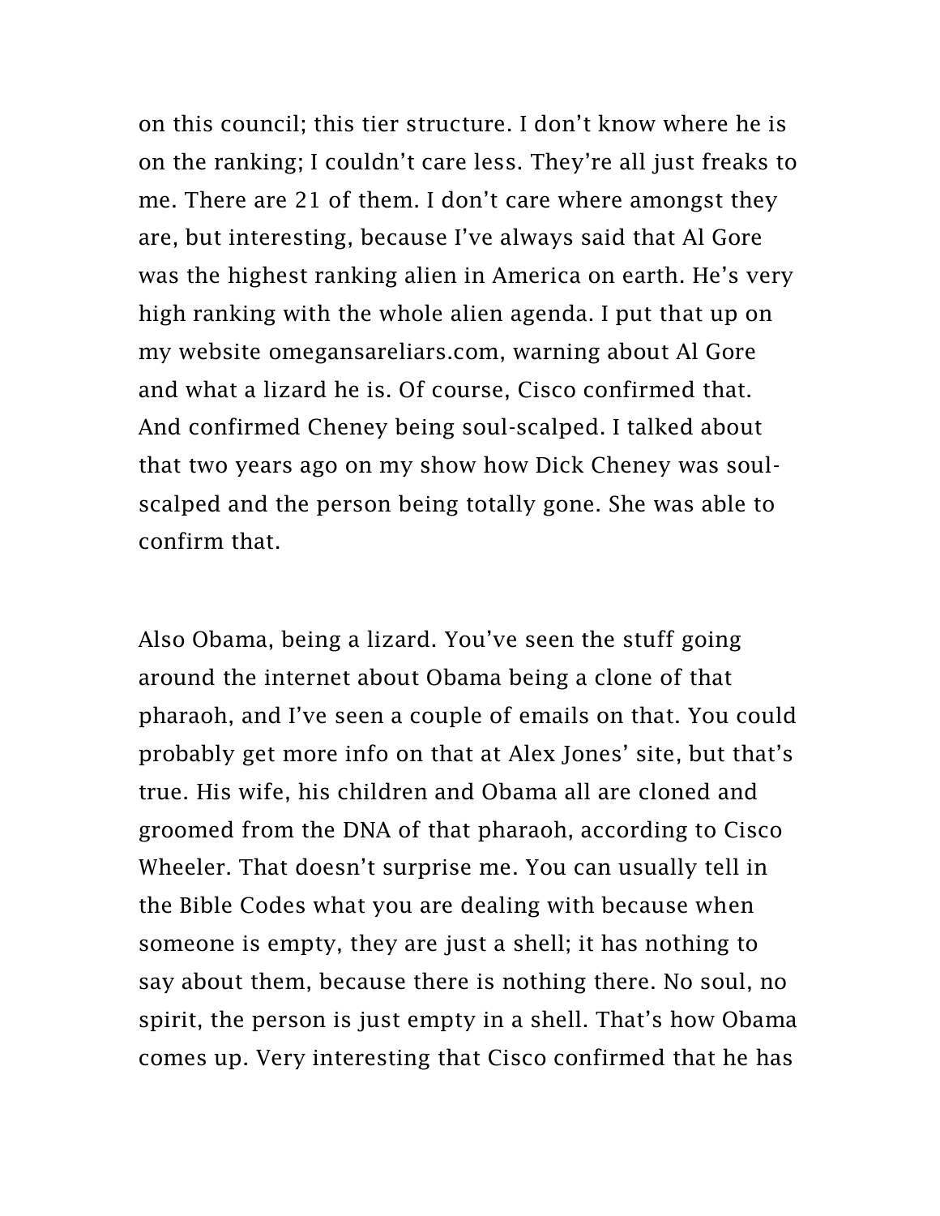on this council; this tier structure. I don't know where he is on the ranking; I couldn't care less. They're all just freaks to me. There are 21 of them. I don't care where amongst they are, but interesting, because I've always said that Al Gore was the highest ranking alien in America on earth. He's very high ranking with the whole alien agenda. I put that up on my website omegansareliars.com, warning about Al Gore and what a lizard he is. Of course, Cisco confirmed that. And confirmed Cheney being soul-scalped. I talked about that two years ago on my show how Dick Cheney was soul-scalped and the person being totally gone. She was able to confirm that.

Also Obama, being a lizard. You've seen the stuff going around the internet about Obama being a clone of that pharaoh, and I've seen a couple of emails on that. You could probably get more info on that at Alex Jones' site, but that's true. His wife, his children and Obama all are cloned and groomed from the DNA of that pharaoh, according to Cisco Wheeler. That doesn't surprise me. You can usually tell in the Bible Codes what you are dealing with because when someone is empty, they are just a shell; it has nothing to say about them, because there is nothing there. No soul, no spirit, the person is just empty in a shell. That's how Obama comes up. Very interesting that Cisco confirmed that he has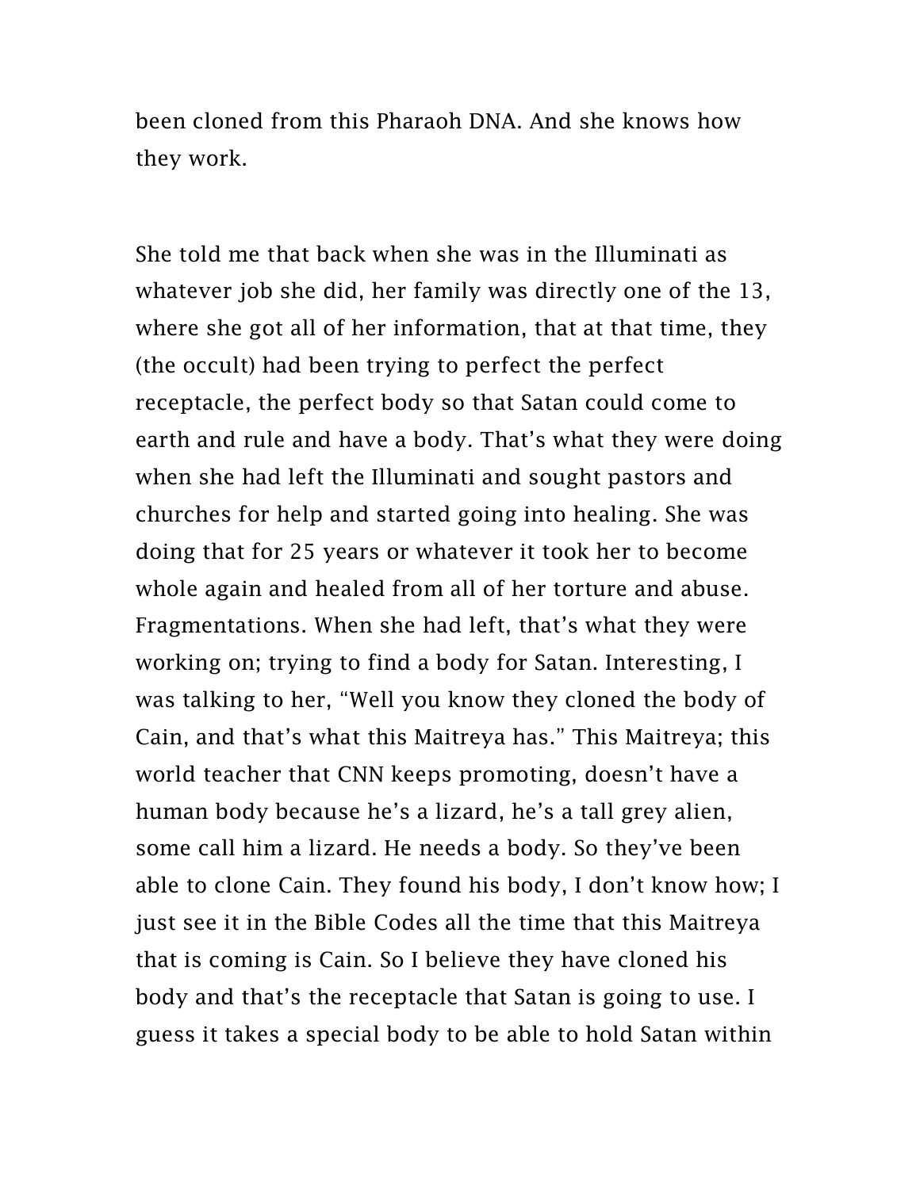been cloned from this Pharaoh DNA. And she knows how they work.

She told me that back when she was in the Illuminati as whatever job she did, her family was directly one of the 13, where she got all of her information, that at that time, they (the occult) had been trying to perfect the perfect receptacle, the perfect body so that Satan could come to earth and rule and have a body. That's what they were doing when she had left the Illuminati and sought pastors and churches for help and started going into healing. She was doing that for 25 years or whatever it took her to become whole again and healed from all of her torture and abuse. Fragmentations. When she had left, that's what they were working on; trying to find a body for Satan. Interesting, I was talking to her, "Well you know they cloned the body of Cain, and that's what this Maitreya has." This Maitreya; this world teacher that CNN keeps promoting, doesn't have a human body because he's a lizard, he's a tall grey alien, some call him a lizard. He needs a body. So they've been able to clone Cain. They found his body, I don't know how; I just see it in the Bible Codes all the time that this Maitreya that is coming is Cain. So I believe they have cloned his body and that's the receptacle that Satan is going to use. I guess it takes a special body to be able to hold Satan within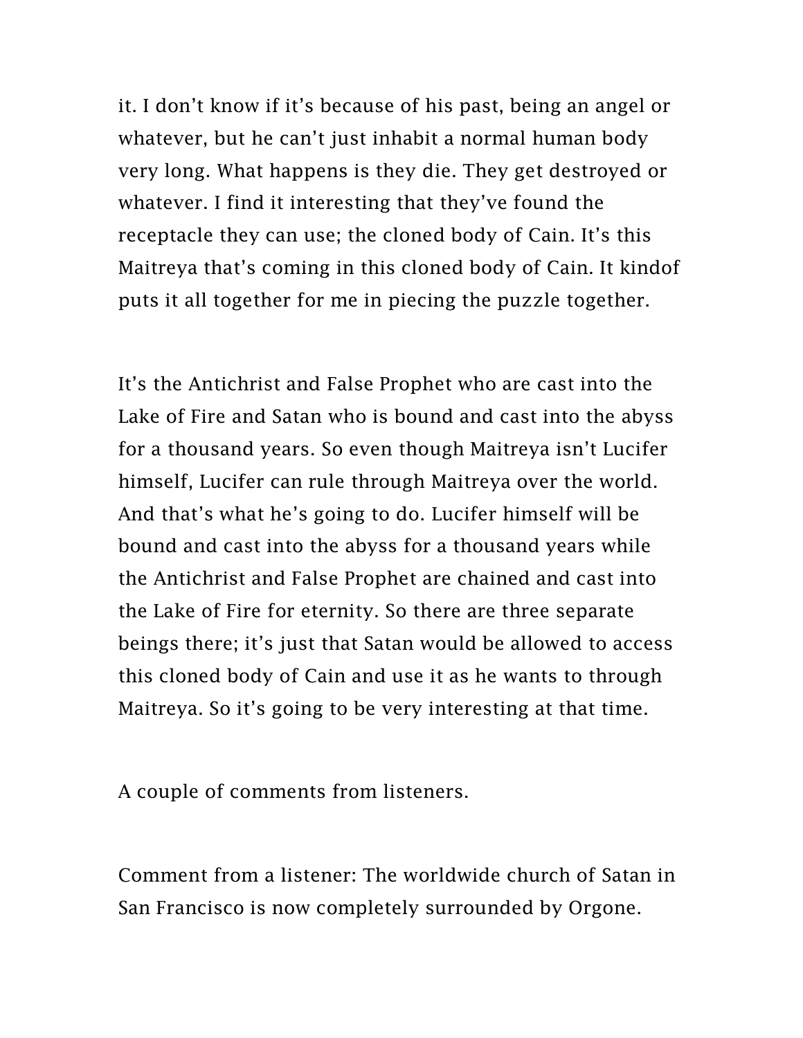it. I don't know if it's because of his past, being an angel or whatever, but he can't just inhabit a normal human body very long. What happens is they die. They get destroyed or whatever. I find it interesting that they've found the receptacle they can use; the cloned body of Cain. It's this Maitreya that's coming in this cloned body of Cain. It kindof puts it all together for me in piecing the puzzle together.

It's the Antichrist and False Prophet who are cast into the Lake of Fire and Satan who is bound and cast into the abyss for a thousand years. So even though Maitreya isn't Lucifer himself, Lucifer can rule through Maitreya over the world. And that's what he's going to do. Lucifer himself will be bound and cast into the abyss for a thousand years while the Antichrist and False Prophet are chained and cast into the Lake of Fire for eternity. So there are three separate beings there; it's just that Satan would be allowed to access this cloned body of Cain and use it as he wants to through Maitreya. So it's going to be very interesting at that time.

A couple of comments from listeners.

Comment from a listener: The worldwide church of Satan in San Francisco is now completely surrounded by Orgone.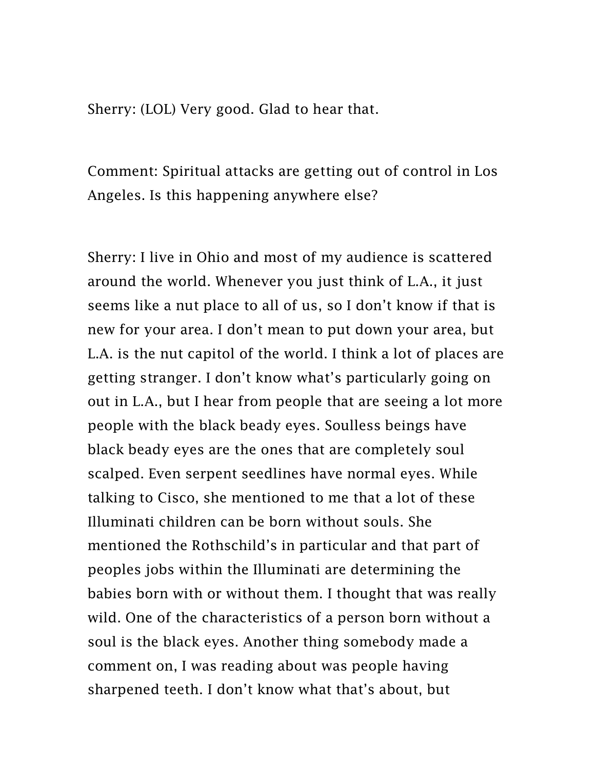Sherry: (LOL) Very good. Glad to hear that.

Comment: Spiritual attacks are getting out of control in Los Angeles. Is this happening anywhere else?

Sherry: I live in Ohio and most of my audience is scattered around the world. Whenever you just think of L.A., it just seems like a nut place to all of us, so I don't know if that is new for your area. I don't mean to put down your area, but L.A. is the nut capitol of the world. I think a lot of places are getting stranger. I don't know what's particularly going on out in L.A., but I hear from people that are seeing a lot more people with the black beady eyes. Soulless beings have black beady eyes are the ones that are completely soul scalped. Even serpent seedlines have normal eyes. While talking to Cisco, she mentioned to me that a lot of these Illuminati children can be born without souls. She mentioned the Rothschild's in particular and that part of peoples jobs within the Illuminati are determining the babies born with or without them. I thought that was really wild. One of the characteristics of a person born without a soul is the black eyes. Another thing somebody made a comment on, I was reading about was people having sharpened teeth. I don't know what that's about, but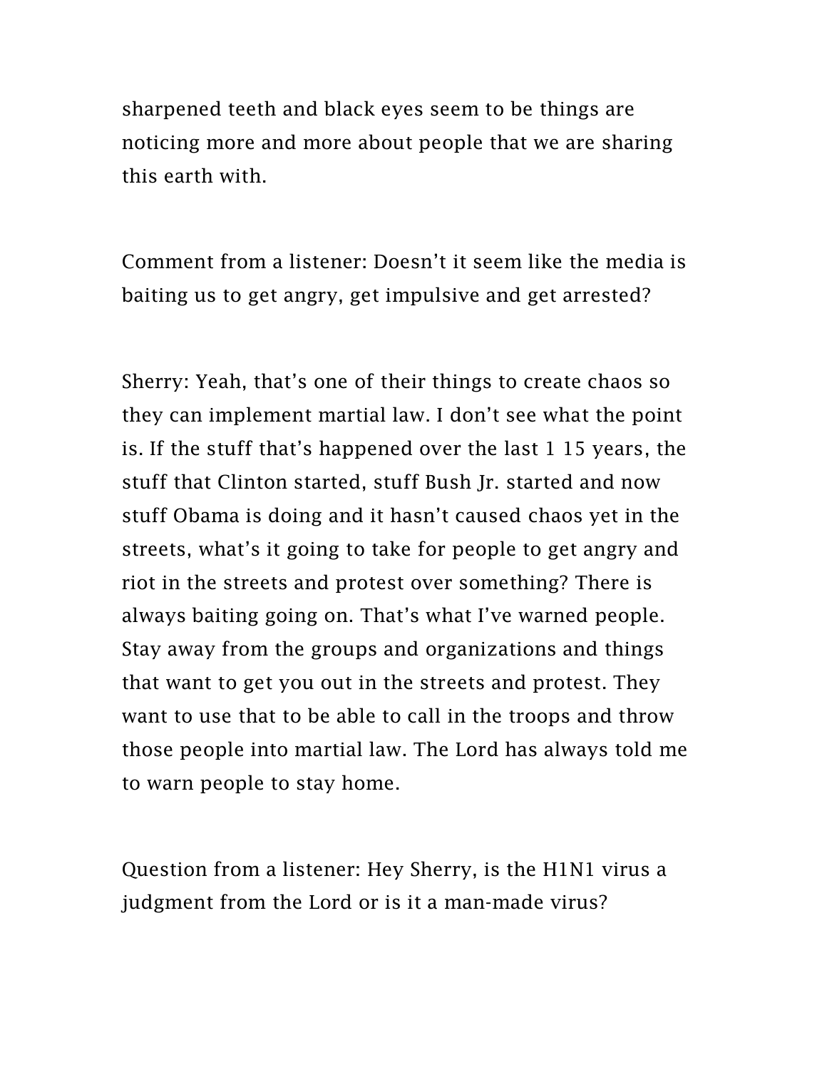sharpened teeth and black eyes seem to be things are noticing more and more about people that we are sharing this earth with.

Comment from a listener: Doesn't it seem like the media is baiting us to get angry, get impulsive and get arrested?

Sherry: Yeah, that's one of their things to create chaos so they can implement martial law. I don't see what the point is. If the stuff that's happened over the last 1 15 years, the stuff that Clinton started, stuff Bush Jr. started and now stuff Obama is doing and it hasn't caused chaos yet in the streets, what's it going to take for people to get angry and riot in the streets and protest over something? There is always baiting going on. That's what I've warned people. Stay away from the groups and organizations and things that want to get you out in the streets and protest. They want to use that to be able to call in the troops and throw those people into martial law. The Lord has always told me to warn people to stay home.

Question from a listener: Hey Sherry, is the H1N1 virus a judgment from the Lord or is it a man-made virus?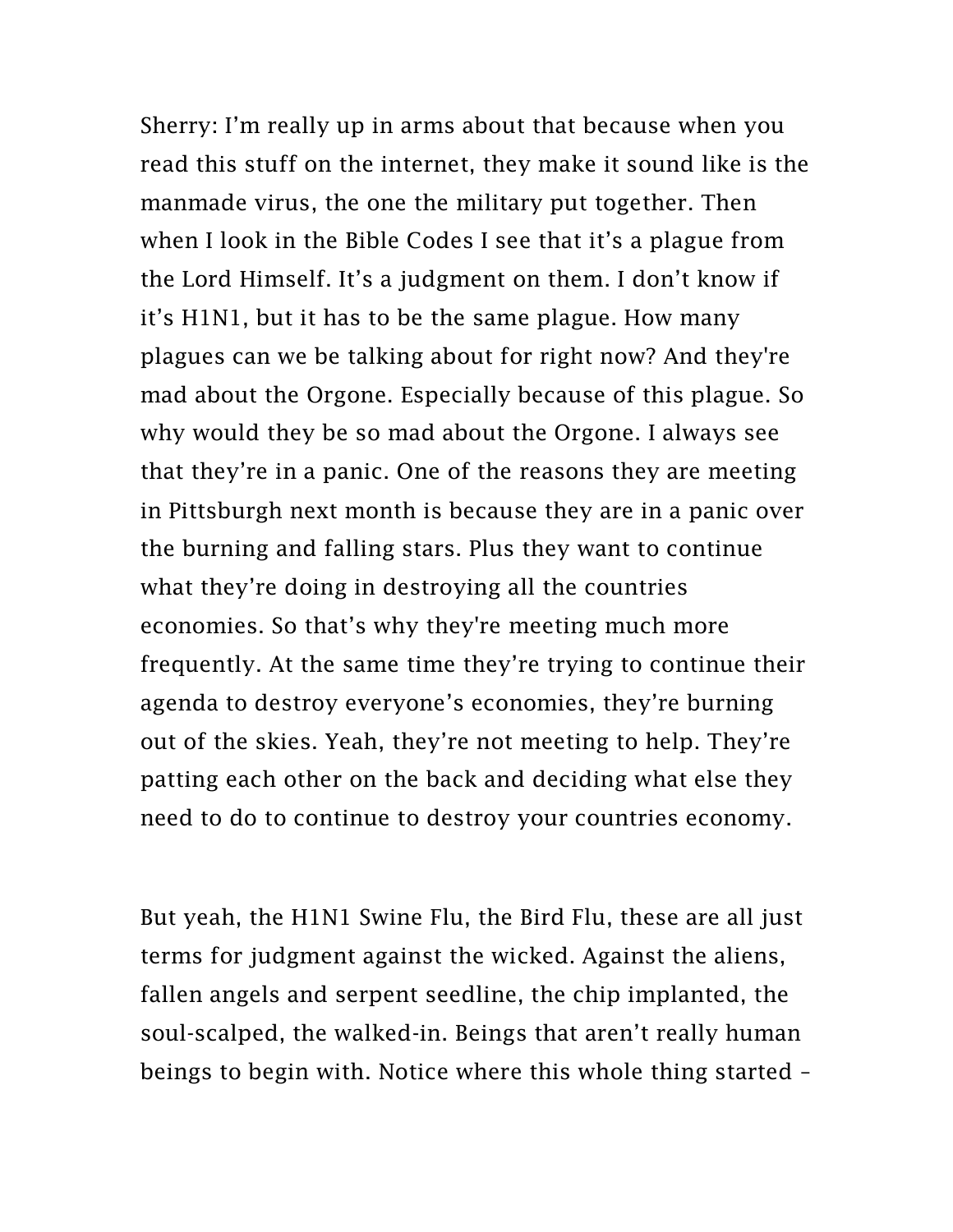Sherry: I'm really up in arms about that because when you read this stuff on the internet, they make it sound like is the manmade virus, the one the military put together. Then when I look in the Bible Codes I see that it's a plague from the Lord Himself. It's a judgment on them. I don't know if it's H1N1, but it has to be the same plague. How many plagues can we be talking about for right now? And they're mad about the Orgone. Especially because of this plague. So why would they be so mad about the Orgone. I always see that they're in a panic. One of the reasons they are meeting in Pittsburgh next month is because they are in a panic over the burning and falling stars. Plus they want to continue what they're doing in destroying all the countries economies. So that's why they're meeting much more frequently. At the same time they're trying to continue their agenda to destroy everyone's economies, they're burning out of the skies. Yeah, they're not meeting to help. They're patting each other on the back and deciding what else they need to do to continue to destroy your countries economy.

But yeah, the H1N1 Swine Flu, the Bird Flu, these are all just terms for judgment against the wicked. Against the aliens, fallen angels and serpent seedline, the chip implanted, the soul-scalped, the walked-in. Beings that aren't really human beings to begin with. Notice where this whole thing started –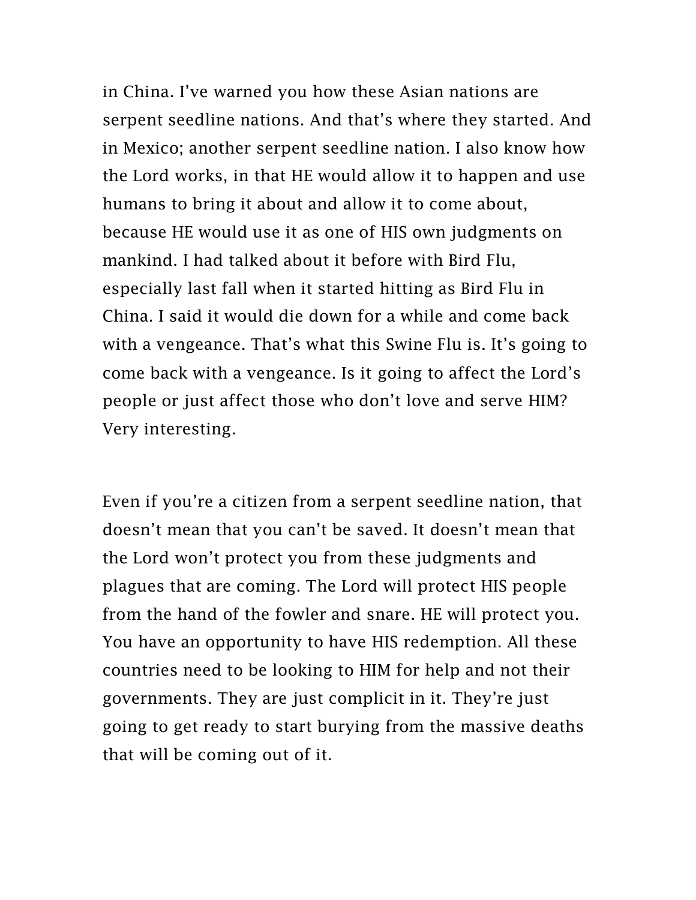in China. I've warned you how these Asian nations are serpent seedline nations. And that's where they started. And in Mexico; another serpent seedline nation. I also know how the Lord works, in that HE would allow it to happen and use humans to bring it about and allow it to come about, because HE would use it as one of HIS own judgments on mankind. I had talked about it before with Bird Flu, especially last fall when it started hitting as Bird Flu in China. I said it would die down for a while and come back with a vengeance. That's what this Swine Flu is. It's going to come back with a vengeance. Is it going to affect the Lord's people or just affect those who don't love and serve HIM? Very interesting.

Even if you're a citizen from a serpent seedline nation, that doesn't mean that you can't be saved. It doesn't mean that the Lord won't protect you from these judgments and plagues that are coming. The Lord will protect HIS people from the hand of the fowler and snare. HE will protect you. You have an opportunity to have HIS redemption. All these countries need to be looking to HIM for help and not their governments. They are just complicit in it. They're just going to get ready to start burying from the massive deaths that will be coming out of it.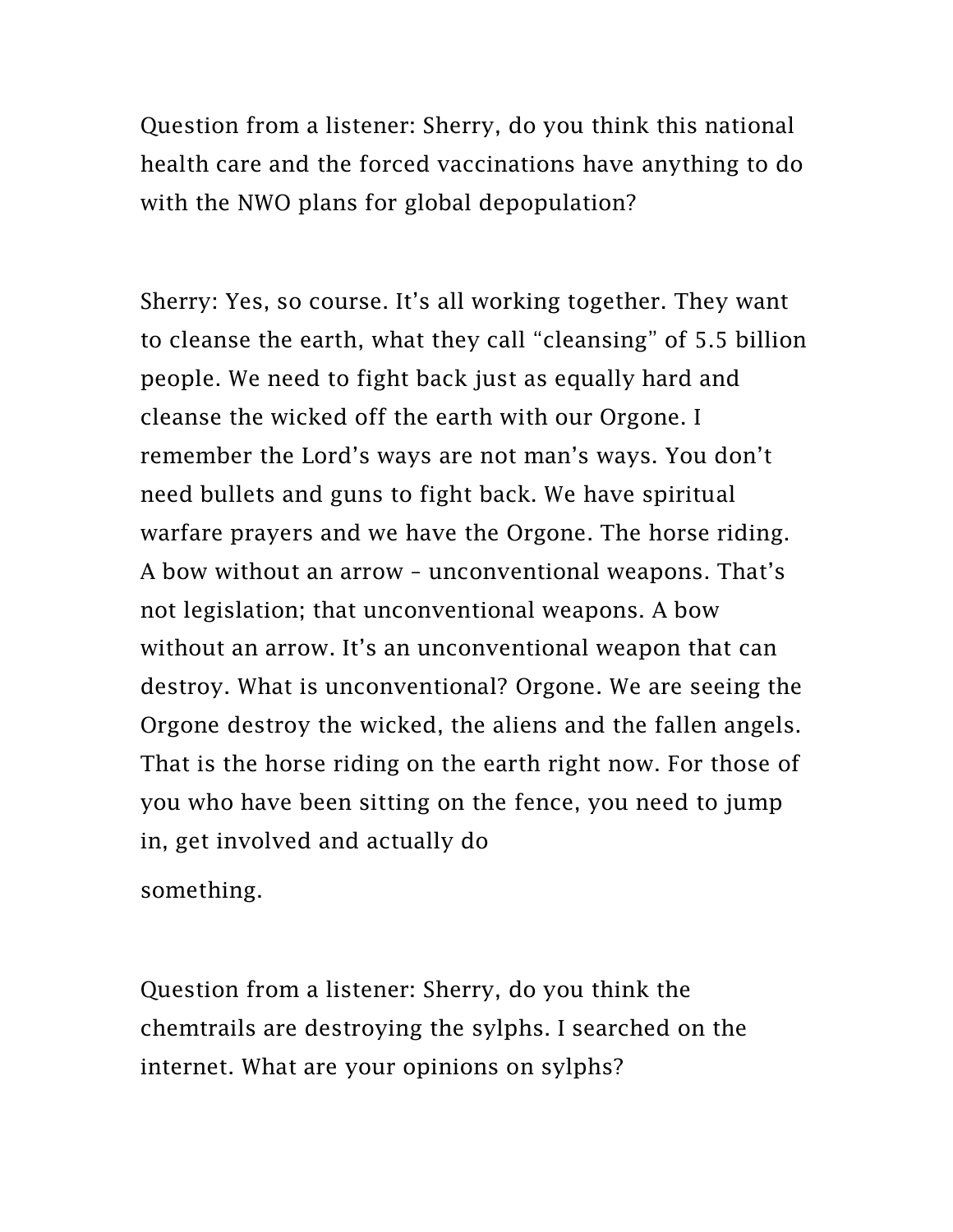Question from a listener: Sherry, do you think this national health care and the forced vaccinations have anything to do with the NWO plans for global depopulation?

Sherry: Yes, so course. It's all working together. They want to cleanse the earth, what they call "cleansing" of 5.5 billion people. We need to fight back just as equally hard and cleanse the wicked off the earth with our Orgone. I remember the Lord's ways are not man's ways. You don't need bullets and guns to fight back. We have spiritual warfare prayers and we have the Orgone. The horse riding. A bow without an arrow – unconventional weapons. That's not legislation; that unconventional weapons. A bow without an arrow. It's an unconventional weapon that can destroy. What is unconventional? Orgone. We are seeing the Orgone destroy the wicked, the aliens and the fallen angels. That is the horse riding on the earth right now. For those of you who have been sitting on the fence, you need to jump in, get involved and actually do something.

Question from a listener: Sherry, do you think the chemtrails are destroying the sylphs. I searched on the internet. What are your opinions on sylphs?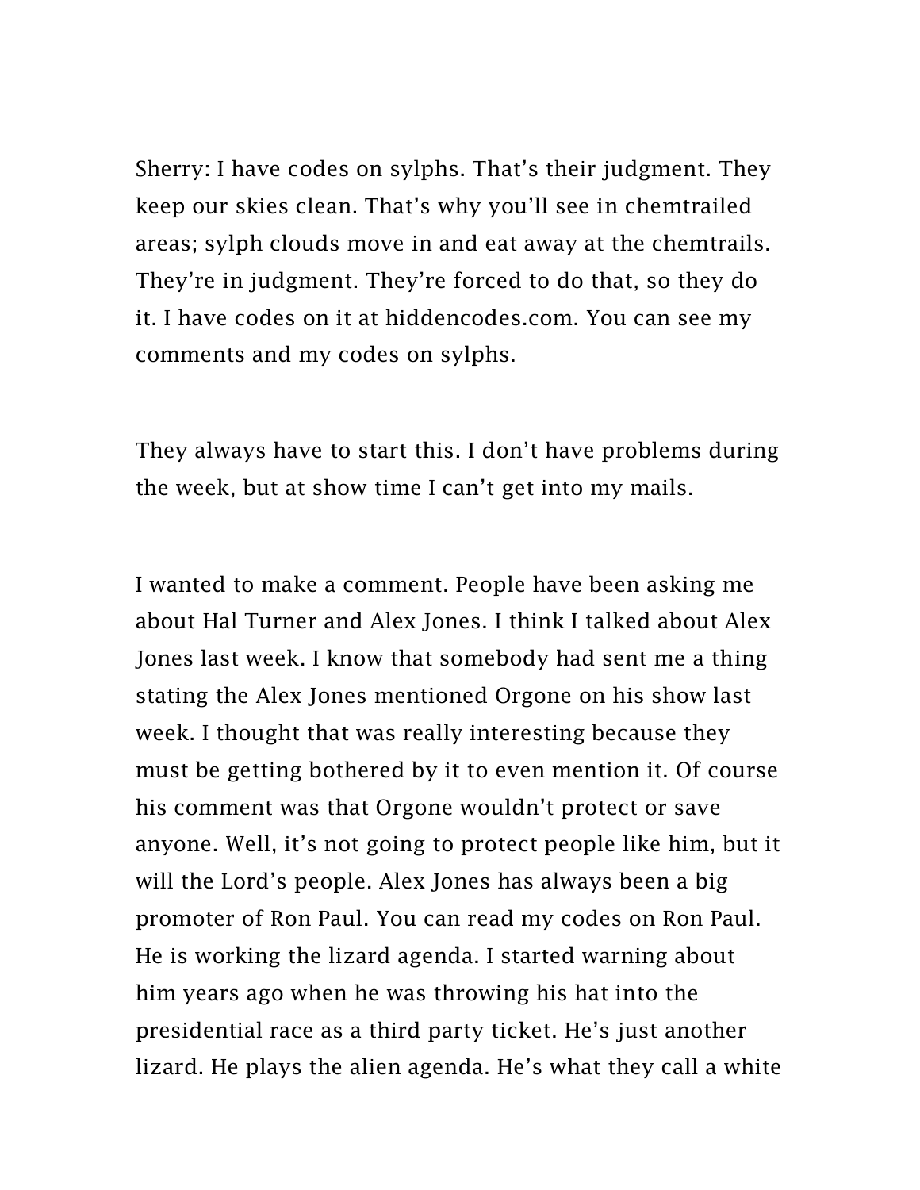Sherry: I have codes on sylphs. That's their judgment. They keep our skies clean. That's why you'll see in chemtrailed areas; sylph clouds move in and eat away at the chemtrails. They're in judgment. They're forced to do that, so they do it. I have codes on it at hiddencodes.com. You can see my comments and my codes on sylphs.

They always have to start this. I don't have problems during the week, but at show time I can't get into my mails.

I wanted to make a comment. People have been asking me about Hal Turner and Alex Jones. I think I talked about Alex Jones last week. I know that somebody had sent me a thing stating the Alex Jones mentioned Orgone on his show last week. I thought that was really interesting because they must be getting bothered by it to even mention it. Of course his comment was that Orgone wouldn't protect or save anyone. Well, it's not going to protect people like him, but it will the Lord's people. Alex Jones has always been a big promoter of Ron Paul. You can read my codes on Ron Paul. He is working the lizard agenda. I started warning about him years ago when he was throwing his hat into the presidential race as a third party ticket. He's just another lizard. He plays the alien agenda. He's what they call a white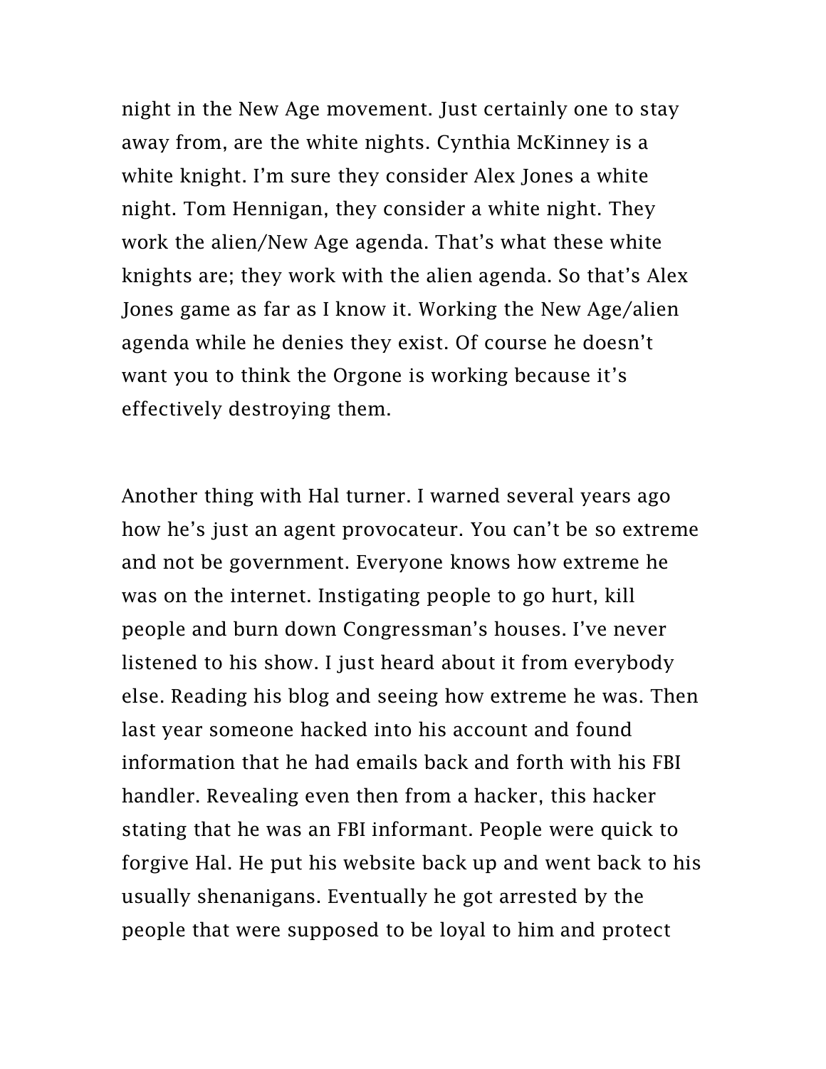night in the New Age movement. Just certainly one to stay away from, are the white nights. Cynthia McKinney is a white knight. I'm sure they consider Alex Jones a white night. Tom Hennigan, they consider a white night. They work the alien/New Age agenda. That's what these white knights are; they work with the alien agenda. So that's Alex Jones game as far as I know it. Working the New Age/alien agenda while he denies they exist. Of course he doesn't want you to think the Orgone is working because it's effectively destroying them.

Another thing with Hal turner. I warned several years ago how he's just an agent provocateur. You can't be so extreme and not be government. Everyone knows how extreme he was on the internet. Instigating people to go hurt, kill people and burn down Congressman's houses. I've never listened to his show. I just heard about it from everybody else. Reading his blog and seeing how extreme he was. Then last year someone hacked into his account and found information that he had emails back and forth with his FBI handler. Revealing even then from a hacker, this hacker stating that he was an FBI informant. People were quick to forgive Hal. He put his website back up and went back to his usually shenanigans. Eventually he got arrested by the people that were supposed to be loyal to him and protect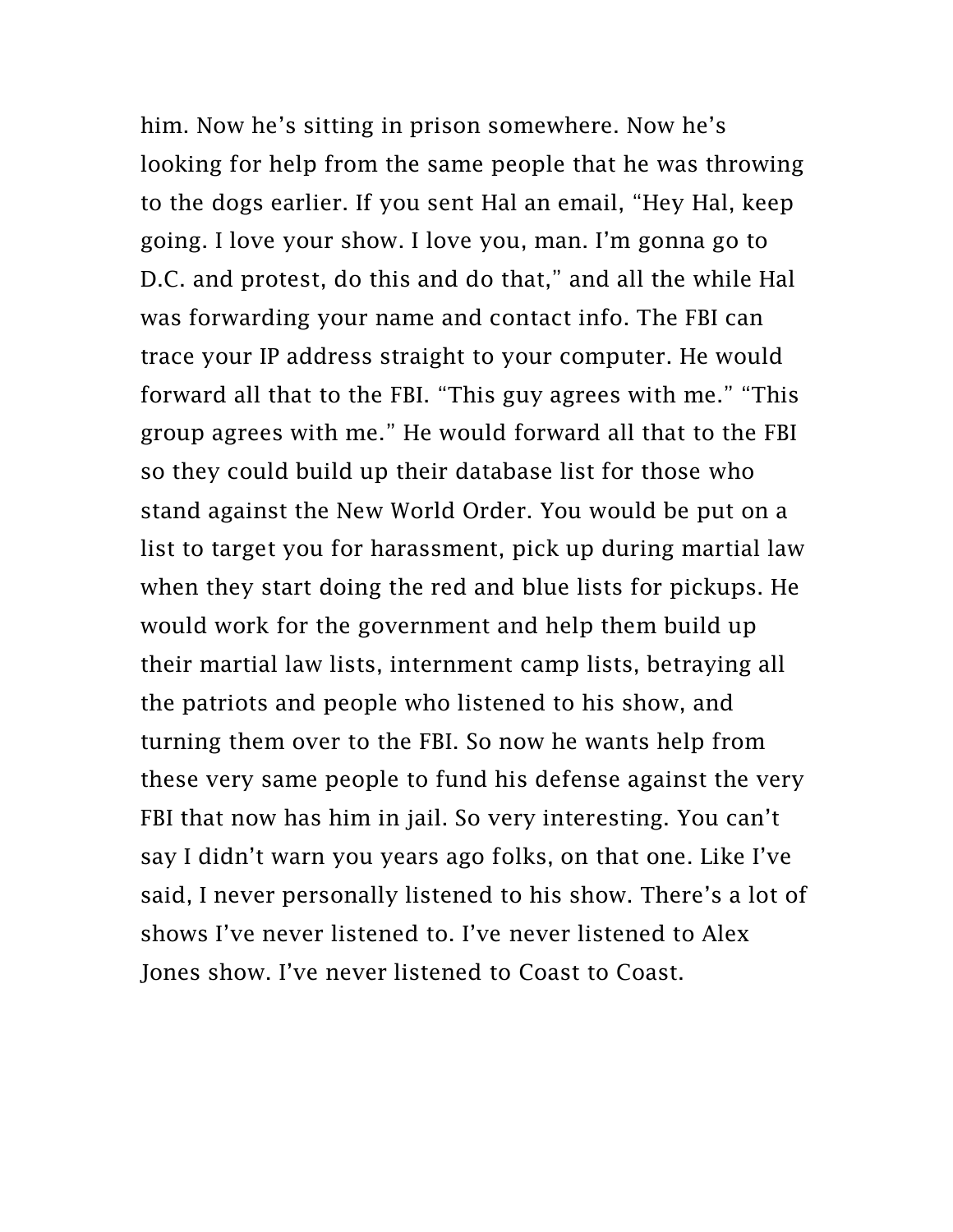him. Now he's sitting in prison somewhere. Now he's looking for help from the same people that he was throwing to the dogs earlier. If you sent Hal an email, "Hey Hal, keep going. I love your show. I love you, man. I'm gonna go to D.C. and protest, do this and do that," and all the while Hal was forwarding your name and contact info. The FBI can trace your IP address straight to your computer. He would forward all that to the FBI. "This guy agrees with me." "This group agrees with me." He would forward all that to the FBI so they could build up their database list for those who stand against the New World Order. You would be put on a list to target you for harassment, pick up during martial law when they start doing the red and blue lists for pickups. He would work for the government and help them build up their martial law lists, internment camp lists, betraying all the patriots and people who listened to his show, and turning them over to the FBI. So now he wants help from these very same people to fund his defense against the very FBI that now has him in jail. So very interesting. You can't say I didn't warn you years ago folks, on that one. Like I've said, I never personally listened to his show. There's a lot of shows I've never listened to. I've never listened to Alex Jones show. I've never listened to Coast to Coast.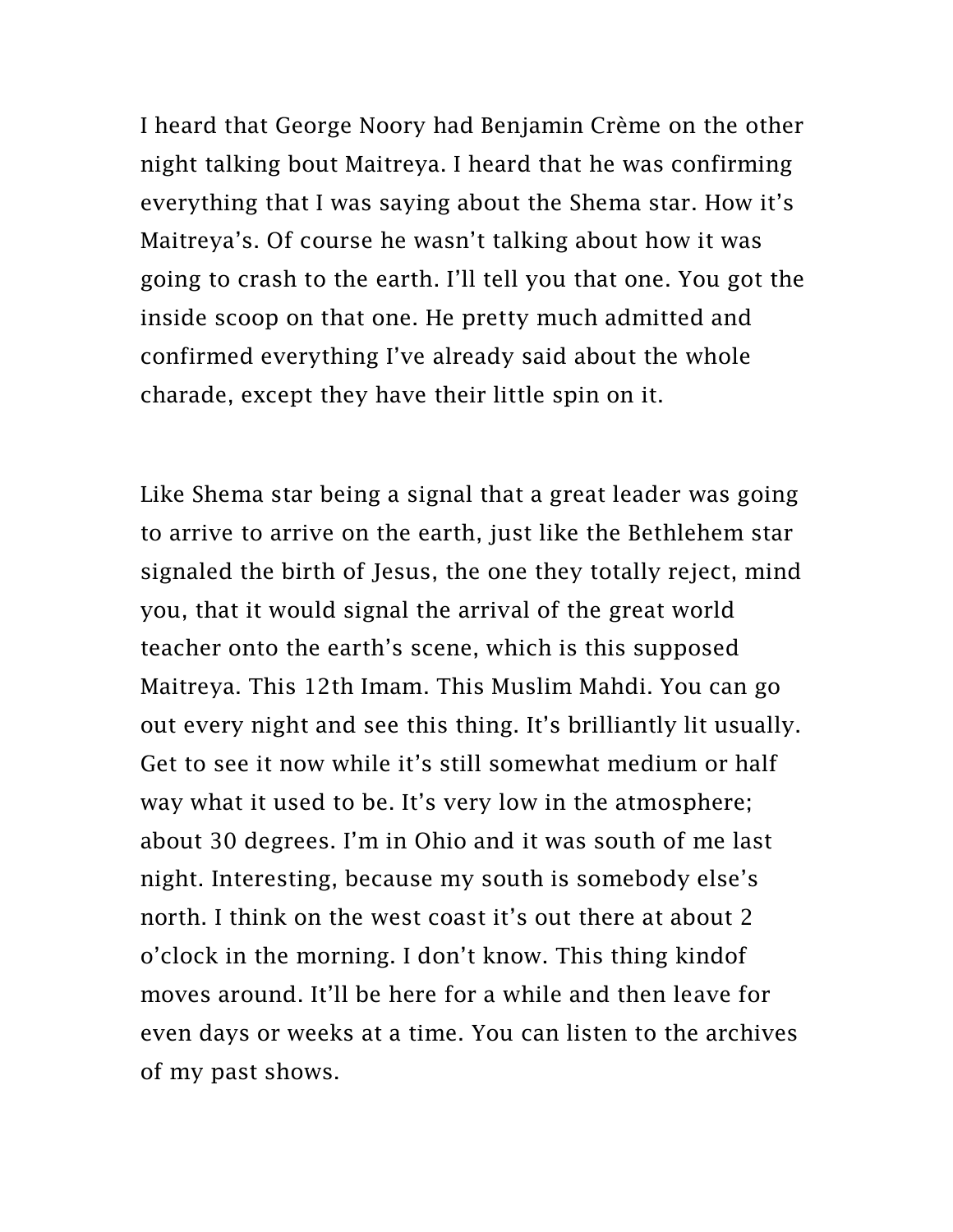I heard that George Noory had Benjamin Crème on the other night talking bout Maitreya. I heard that he was confirming everything that I was saying about the Shema star. How it's Maitreya's. Of course he wasn't talking about how it was going to crash to the earth. I'll tell you that one. You got the inside scoop on that one. He pretty much admitted and confirmed everything I've already said about the whole charade, except they have their little spin on it.

Like Shema star being a signal that a great leader was going to arrive to arrive on the earth, just like the Bethlehem star signaled the birth of Jesus, the one they totally reject, mind you, that it would signal the arrival of the great world teacher onto the earth's scene, which is this supposed Maitreya. This 12th Imam. This Muslim Mahdi. You can go out every night and see this thing. It's brilliantly lit usually. Get to see it now while it's still somewhat medium or half way what it used to be. It's very low in the atmosphere; about 30 degrees. I'm in Ohio and it was south of me last night. Interesting, because my south is somebody else's north. I think on the west coast it's out there at about 2 o'clock in the morning. I don't know. This thing kindof moves around. It'll be here for a while and then leave for even days or weeks at a time. You can listen to the archives of my past shows.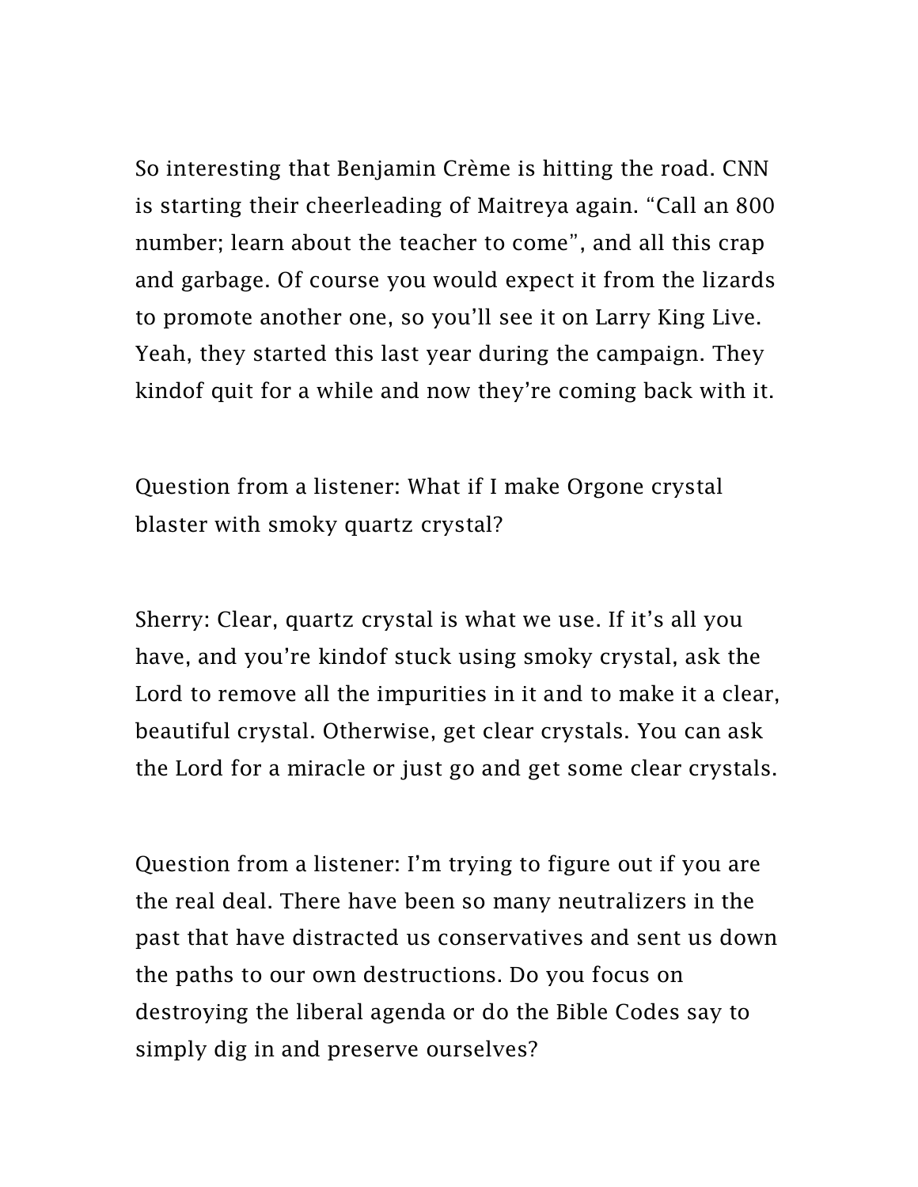So interesting that Benjamin Crème is hitting the road. CNN is starting their cheerleading of Maitreya again. "Call an 800 number; learn about the teacher to come", and all this crap and garbage. Of course you would expect it from the lizards to promote another one, so you'll see it on Larry King Live. Yeah, they started this last year during the campaign. They kindof quit for a while and now they're coming back with it.

Question from a listener: What if I make Orgone crystal blaster with smoky quartz crystal?

Sherry: Clear, quartz crystal is what we use. If it's all you have, and you're kindof stuck using smoky crystal, ask the Lord to remove all the impurities in it and to make it a clear, beautiful crystal. Otherwise, get clear crystals. You can ask the Lord for a miracle or just go and get some clear crystals.

Question from a listener: I'm trying to figure out if you are the real deal. There have been so many neutralizers in the past that have distracted us conservatives and sent us down the paths to our own destructions. Do you focus on destroying the liberal agenda or do the Bible Codes say to simply dig in and preserve ourselves?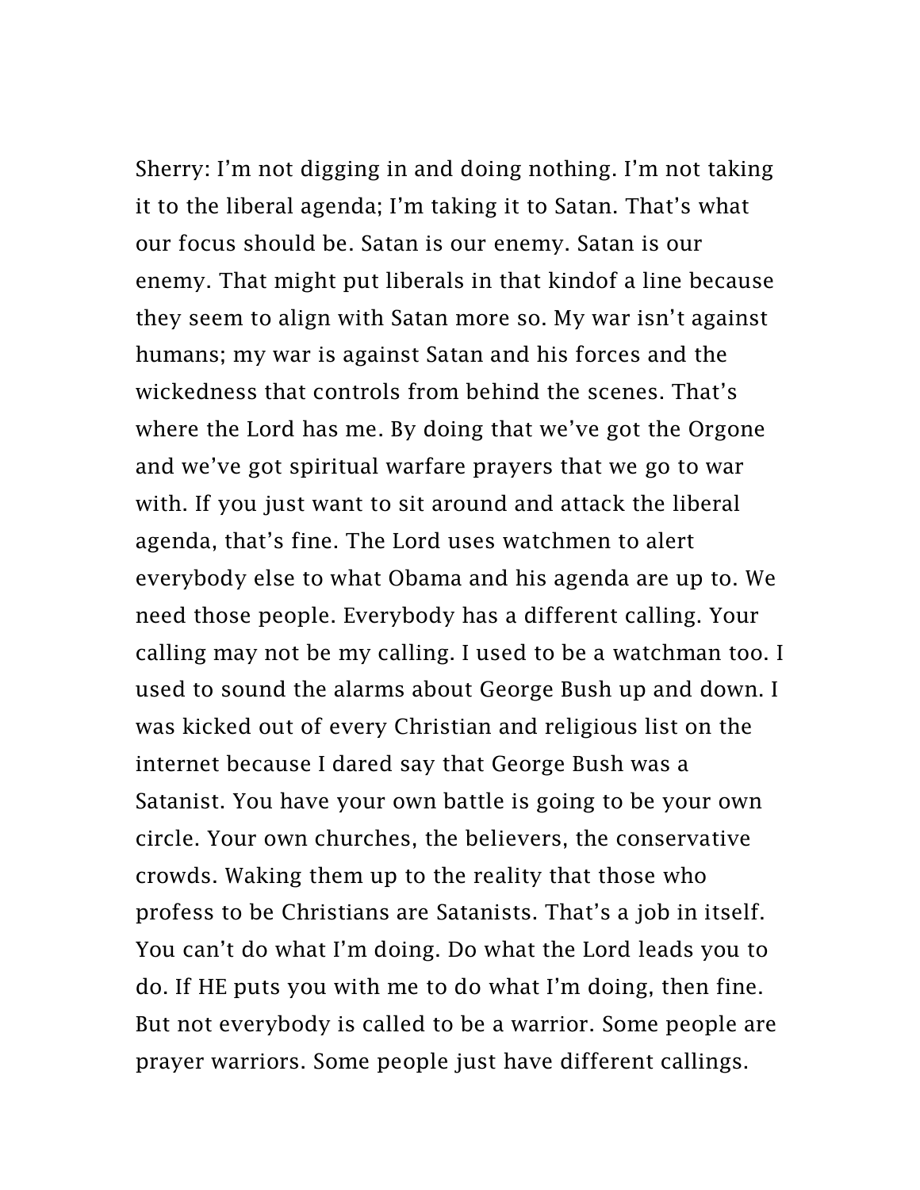Sherry: I'm not digging in and doing nothing. I'm not taking it to the liberal agenda; I'm taking it to Satan. That's what our focus should be. Satan is our enemy. Satan is our enemy. That might put liberals in that kindof a line because they seem to align with Satan more so. My war isn't against humans; my war is against Satan and his forces and the wickedness that controls from behind the scenes. That's where the Lord has me. By doing that we've got the Orgone and we've got spiritual warfare prayers that we go to war with. If you just want to sit around and attack the liberal agenda, that's fine. The Lord uses watchmen to alert everybody else to what Obama and his agenda are up to. We need those people. Everybody has a different calling. Your calling may not be my calling. I used to be a watchman too. I used to sound the alarms about George Bush up and down. I was kicked out of every Christian and religious list on the internet because I dared say that George Bush was a Satanist. You have your own battle is going to be your own circle. Your own churches, the believers, the conservative crowds. Waking them up to the reality that those who profess to be Christians are Satanists. That's a job in itself. You can't do what I'm doing. Do what the Lord leads you to do. If HE puts you with me to do what I'm doing, then fine. But not everybody is called to be a warrior. Some people are prayer warriors. Some people just have different callings.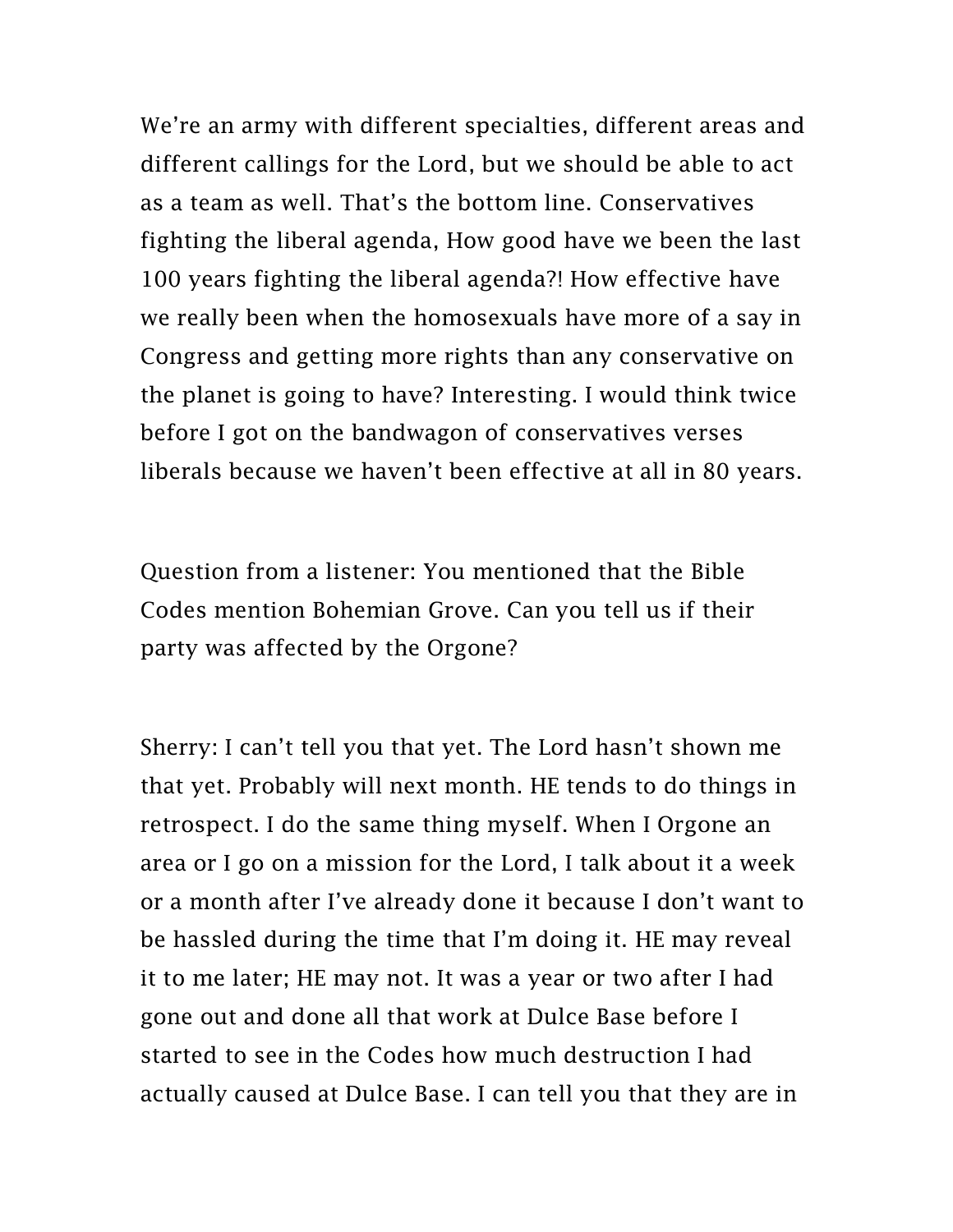We're an army with different specialties, different areas and different callings for the Lord, but we should be able to act as a team as well. That's the bottom line. Conservatives fighting the liberal agenda, How good have we been the last 100 years fighting the liberal agenda?! How effective have we really been when the homosexuals have more of a say in Congress and getting more rights than any conservative on the planet is going to have? Interesting. I would think twice before I got on the bandwagon of conservatives verses liberals because we haven't been effective at all in 80 years.

Question from a listener: You mentioned that the Bible Codes mention Bohemian Grove. Can you tell us if their party was affected by the Orgone?

Sherry: I can't tell you that yet. The Lord hasn't shown me that yet. Probably will next month. HE tends to do things in retrospect. I do the same thing myself. When I Orgone an area or I go on a mission for the Lord, I talk about it a week or a month after I've already done it because I don't want to be hassled during the time that I'm doing it. HE may reveal it to me later; HE may not. It was a year or two after I had gone out and done all that work at Dulce Base before I started to see in the Codes how much destruction I had actually caused at Dulce Base. I can tell you that they are in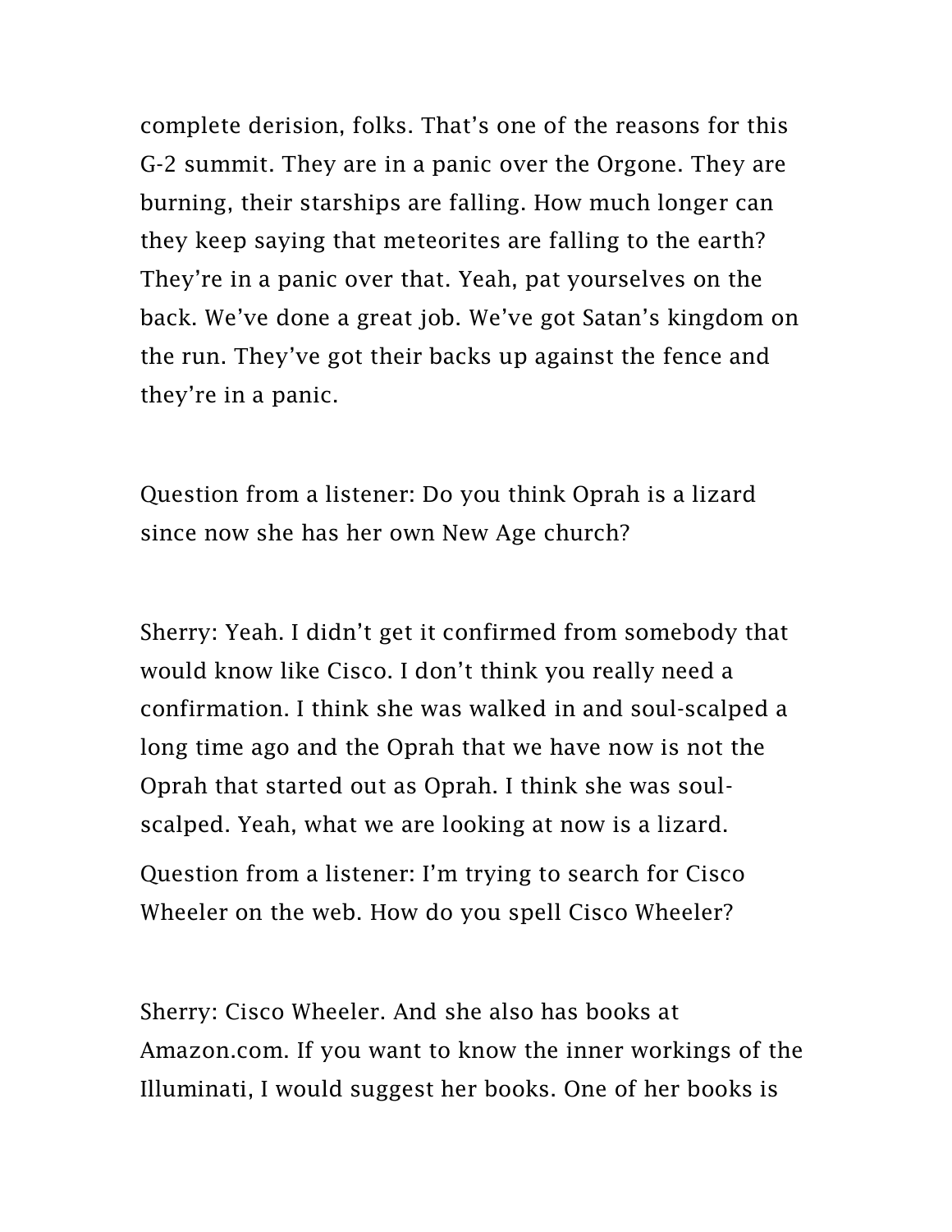complete derision, folks. That's one of the reasons for this G-2 summit. They are in a panic over the Orgone. They are burning, their starships are falling. How much longer can they keep saying that meteorites are falling to the earth? They're in a panic over that. Yeah, pat yourselves on the back. We've done a great job. We've got Satan's kingdom on the run. They've got their backs up against the fence and they're in a panic.

Question from a listener: Do you think Oprah is a lizard since now she has her own New Age church?

Sherry: Yeah. I didn't get it confirmed from somebody that would know like Cisco. I don't think you really need a confirmation. I think she was walked in and soul-scalped a long time ago and the Oprah that we have now is not the Oprah that started out as Oprah. I think she was soul-scalped. Yeah, what we are looking at now is a lizard.

Question from a listener: I'm trying to search for Cisco Wheeler on the web. How do you spell Cisco Wheeler?

Sherry: Cisco Wheeler. And she also has books at Amazon.com. If you want to know the inner workings of the Illuminati, I would suggest her books. One of her books is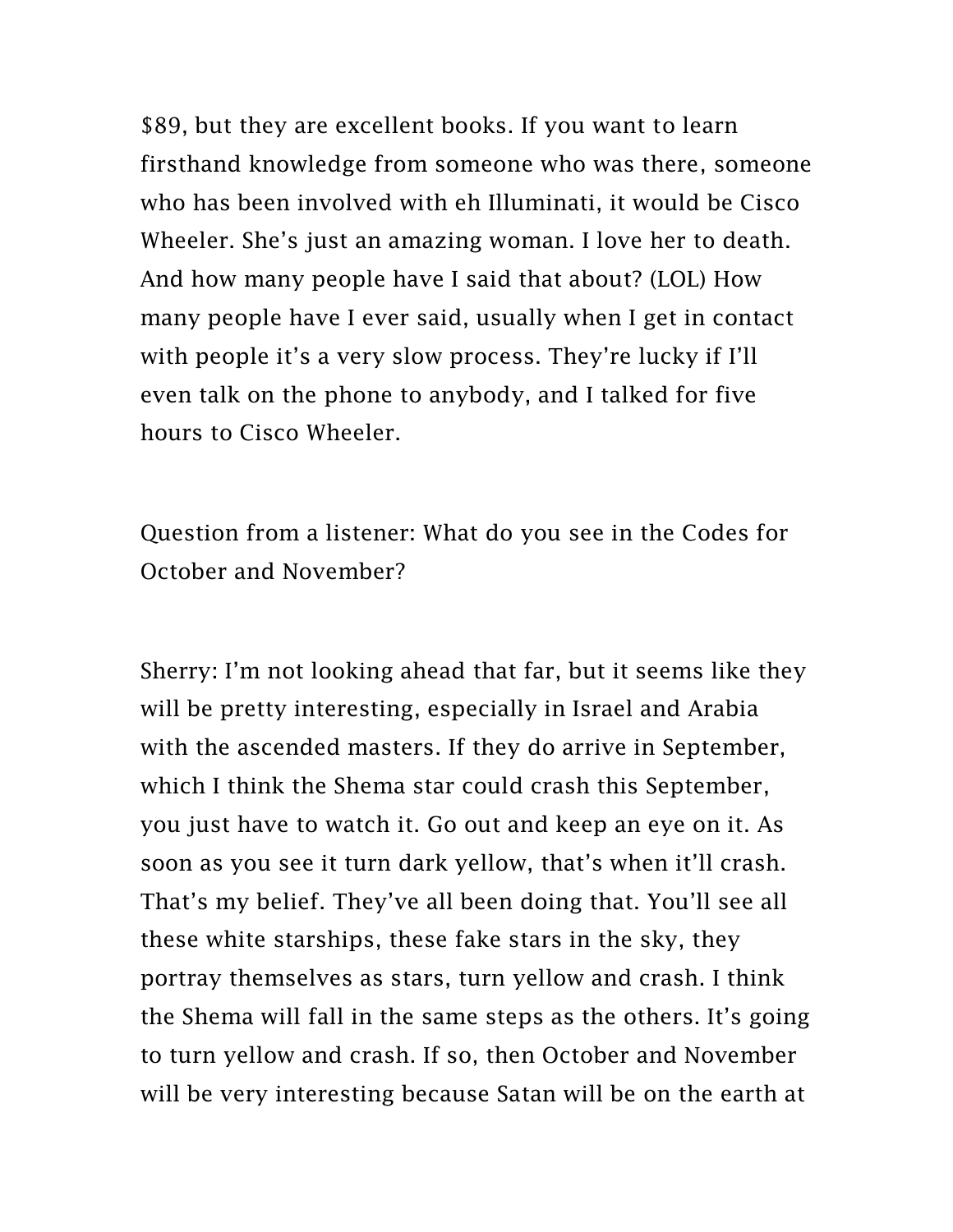$89, but they are excellent books. If you want to learn firsthand knowledge from someone who was there, someone who has been involved with eh Illuminati, it would be Cisco Wheeler. She's just an amazing woman. I love her to death. And how many people have I said that about? (LOL) How many people have I ever said, usually when I get in contact with people it's a very slow process. They're lucky if I'll even talk on the phone to anybody, and I talked for five hours to Cisco Wheeler.

Question from a listener: What do you see in the Codes for October and November?

Sherry: I'm not looking ahead that far, but it seems like they will be pretty interesting, especially in Israel and Arabia with the ascended masters. If they do arrive in September, which I think the Shema star could crash this September, you just have to watch it. Go out and keep an eye on it. As soon as you see it turn dark yellow, that's when it'll crash. That's my belief. They've all been doing that. You'll see all these white starships, these fake stars in the sky, they portray themselves as stars, turn yellow and crash. I think the Shema will fall in the same steps as the others. It's going to turn yellow and crash. If so, then October and November will be very interesting because Satan will be on the earth at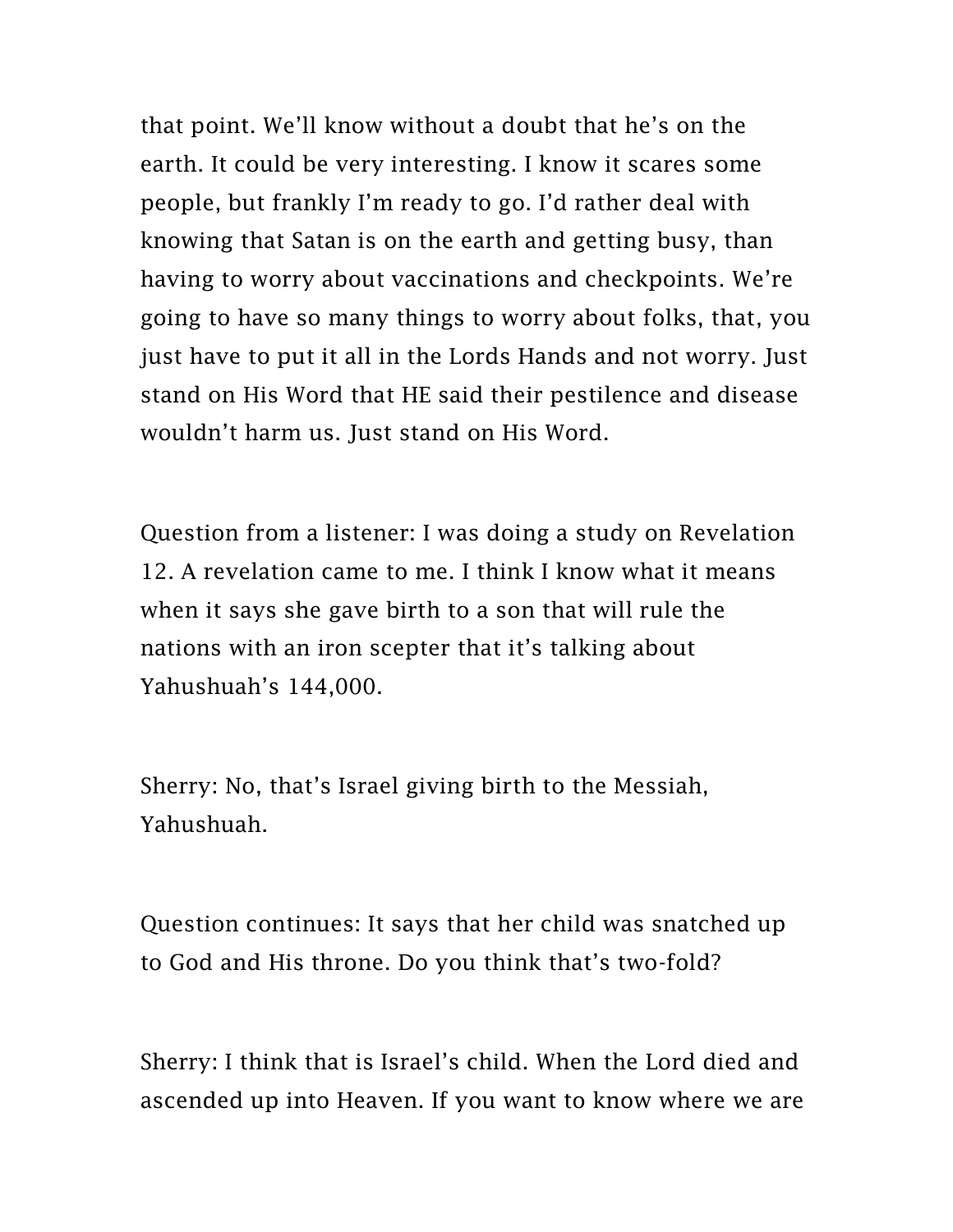that point. We'll know without a doubt that he's on the earth. It could be very interesting. I know it scares some people, but frankly I'm ready to go. I'd rather deal with knowing that Satan is on the earth and getting busy, than having to worry about vaccinations and checkpoints. We're going to have so many things to worry about folks, that, you just have to put it all in the Lords Hands and not worry. Just stand on His Word that HE said their pestilence and disease wouldn't harm us. Just stand on His Word.

Question from a listener: I was doing a study on Revelation 12. A revelation came to me. I think I know what it means when it says she gave birth to a son that will rule the nations with an iron scepter that it's talking about Yahushuah's 144,000.

Sherry: No, that's Israel giving birth to the Messiah, Yahushuah.

Question continues: It says that her child was snatched up to God and His throne. Do you think that's two-fold?

Sherry: I think that is Israel's child. When the Lord died and ascended up into Heaven. If you want to know where we are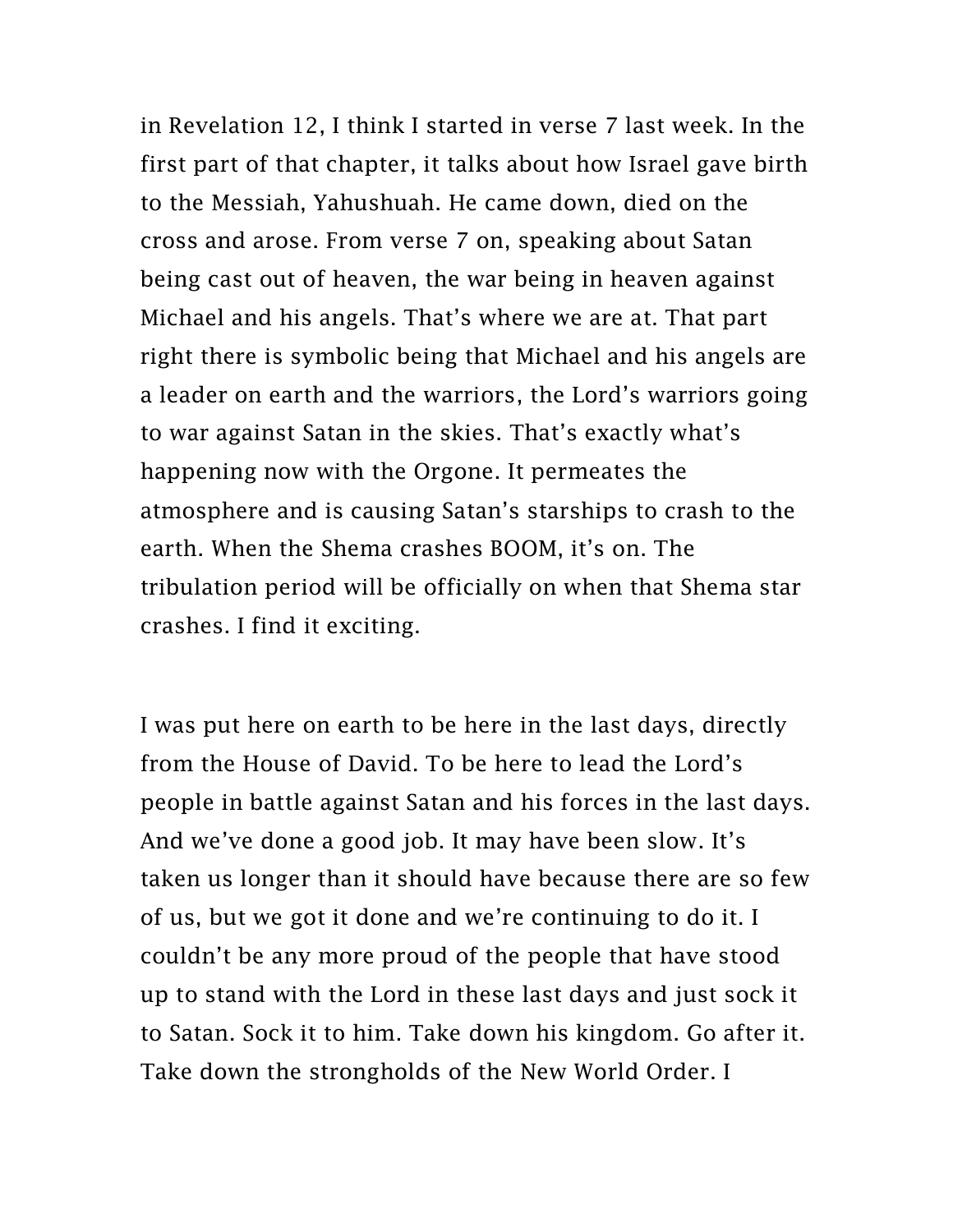in Revelation 12, I think I started in verse 7 last week. In the first part of that chapter, it talks about how Israel gave birth to the Messiah, Yahushuah. He came down, died on the cross and arose. From verse 7 on, speaking about Satan being cast out of heaven, the war being in heaven against Michael and his angels. That's where we are at. That part right there is symbolic being that Michael and his angels are a leader on earth and the warriors, the Lord's warriors going to war against Satan in the skies. That's exactly what's happening now with the Orgone. It permeates the atmosphere and is causing Satan's starships to crash to the earth. When the Shema crashes BOOM, it's on. The tribulation period will be officially on when that Shema star crashes. I find it exciting.

I was put here on earth to be here in the last days, directly from the House of David. To be here to lead the Lord's people in battle against Satan and his forces in the last days. And we've done a good job. It may have been slow. It's taken us longer than it should have because there are so few of us, but we got it done and we're continuing to do it. I couldn't be any more proud of the people that have stood up to stand with the Lord in these last days and just sock it to Satan. Sock it to him. Take down his kingdom. Go after it. Take down the strongholds of the New World Order. I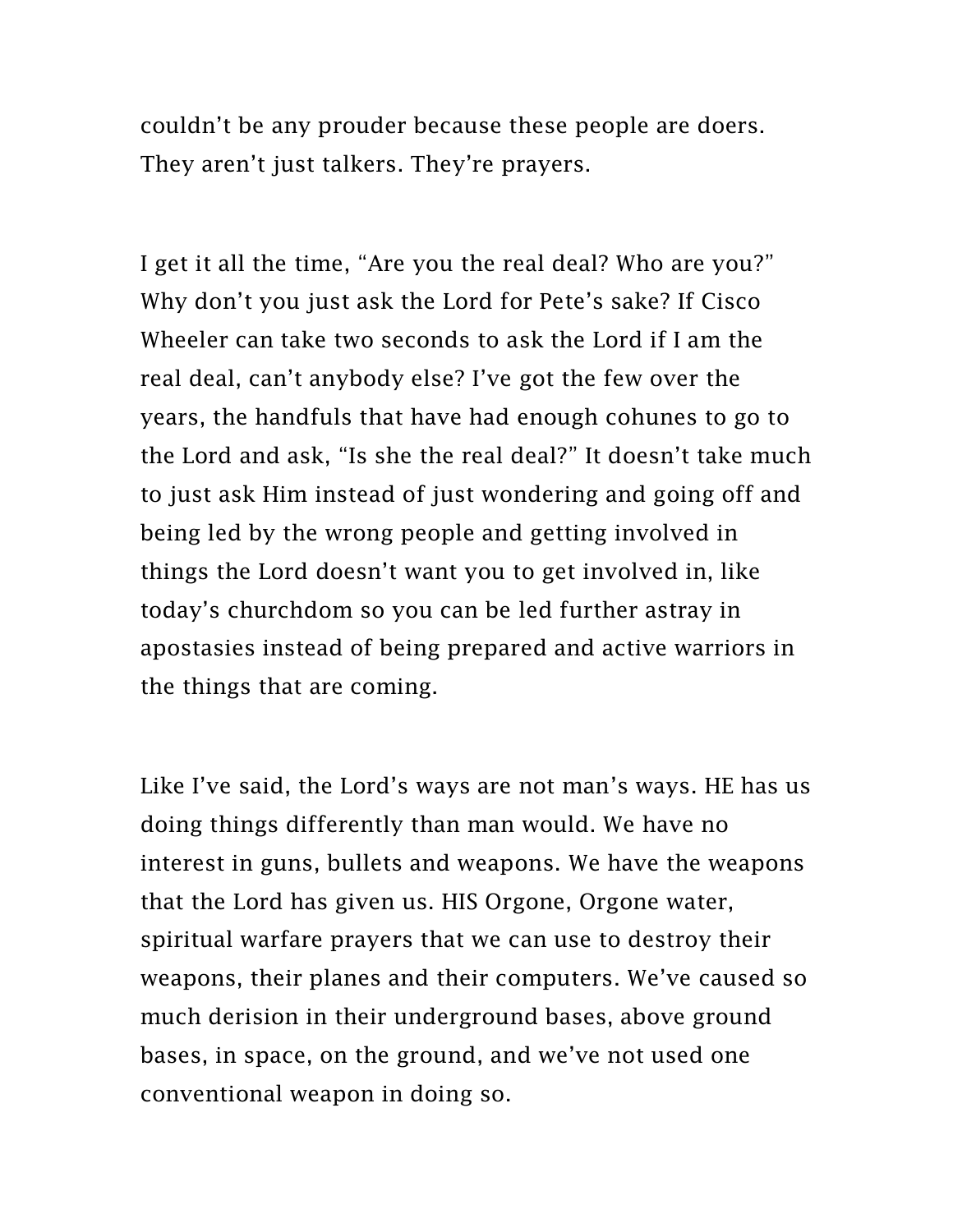couldn't be any prouder because these people are doers. They aren't just talkers. They're prayers.

I get it all the time, "Are you the real deal? Who are you?" Why don't you just ask the Lord for Pete's sake? If Cisco Wheeler can take two seconds to ask the Lord if I am the real deal, can't anybody else? I've got the few over the years, the handfuls that have had enough cohunes to go to the Lord and ask, "Is she the real deal?" It doesn't take much to just ask Him instead of just wondering and going off and being led by the wrong people and getting involved in things the Lord doesn't want you to get involved in, like today's churchdom so you can be led further astray in apostasies instead of being prepared and active warriors in the things that are coming.

Like I've said, the Lord's ways are not man's ways. HE has us doing things differently than man would. We have no interest in guns, bullets and weapons. We have the weapons that the Lord has given us. HIS Orgone, Orgone water, spiritual warfare prayers that we can use to destroy their weapons, their planes and their computers. We've caused so much derision in their underground bases, above ground bases, in space, on the ground, and we've not used one conventional weapon in doing so.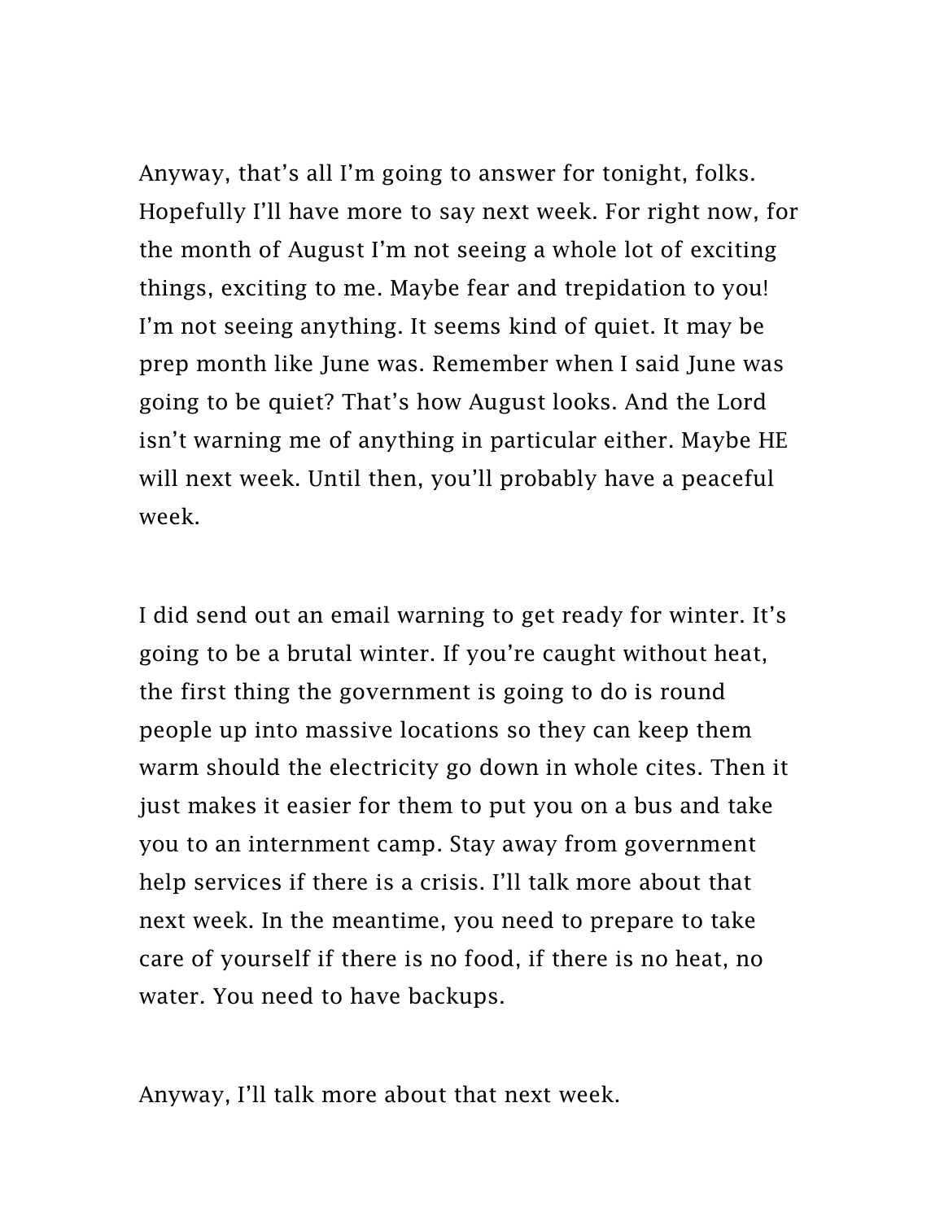Anyway, that's all I'm going to answer for tonight, folks. Hopefully I'll have more to say next week. For right now, for the month of August I'm not seeing a whole lot of exciting things, exciting to me. Maybe fear and trepidation to you! I'm not seeing anything. It seems kind of quiet. It may be prep month like June was. Remember when I said June was going to be quiet? That's how August looks. And the Lord isn't warning me of anything in particular either. Maybe HE will next week. Until then, you'll probably have a peaceful week.

I did send out an email warning to get ready for winter. It's going to be a brutal winter. If you're caught without heat, the first thing the government is going to do is round people up into massive locations so they can keep them warm should the electricity go down in whole cites. Then it just makes it easier for them to put you on a bus and take you to an internment camp. Stay away from government help services if there is a crisis. I'll talk more about that next week. In the meantime, you need to prepare to take care of yourself if there is no food, if there is no heat, no water. You need to have backups.

Anyway, I'll talk more about that next week.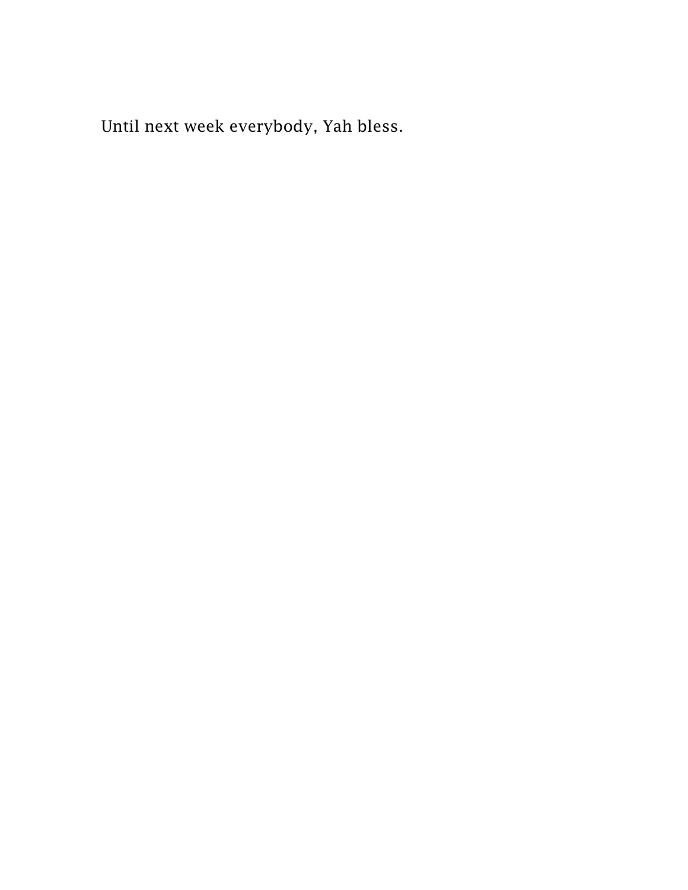Until next week everybody, Yah bless.